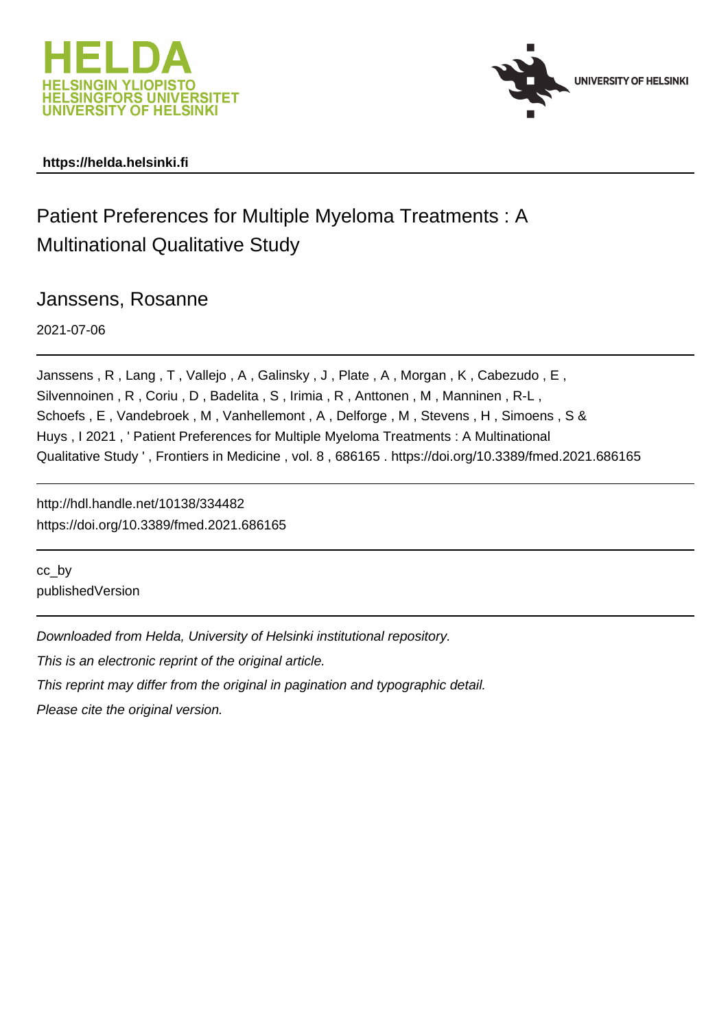https://helda.helsinki.fi

# Patient Preferences for Multiple Myeloma Treatments : A Multinational Qualitative Study

Janssens, Rosanne

2021-07-06

Janssens , R , Lang , T , Vallejo , A , Galinsky , J , Plate , A , Morgan , K , Cabezudo , E , Silvennoinen , R , Coriu , D , Badelita , S , Irimia , R , Anttonen , M , Manninen , R-L , Schoefs , E , Vandebroek , M , Vanhellemont , A , Delforge , M , Stevens , H , Simoens , S & Huys , I 2021 , ' Patient Preferences for Multiple Myeloma Treatments : A Multinational Qualitative Study ' , Frontiers in Medicine , vol. 8 , 686165 . https://doi.org/10.3389/fmed.2021.686165

http://hdl.handle.net/10138/334482
https://doi.org/10.3389/fmed.2021.686165

cc_by
publishedVersion

*Downloaded from Helda, University of Helsinki institutional repository.*
*This is an electronic reprint of the original article.*
*This reprint may differ from the original in pagination and typographic detail.*
*Please cite the original version.*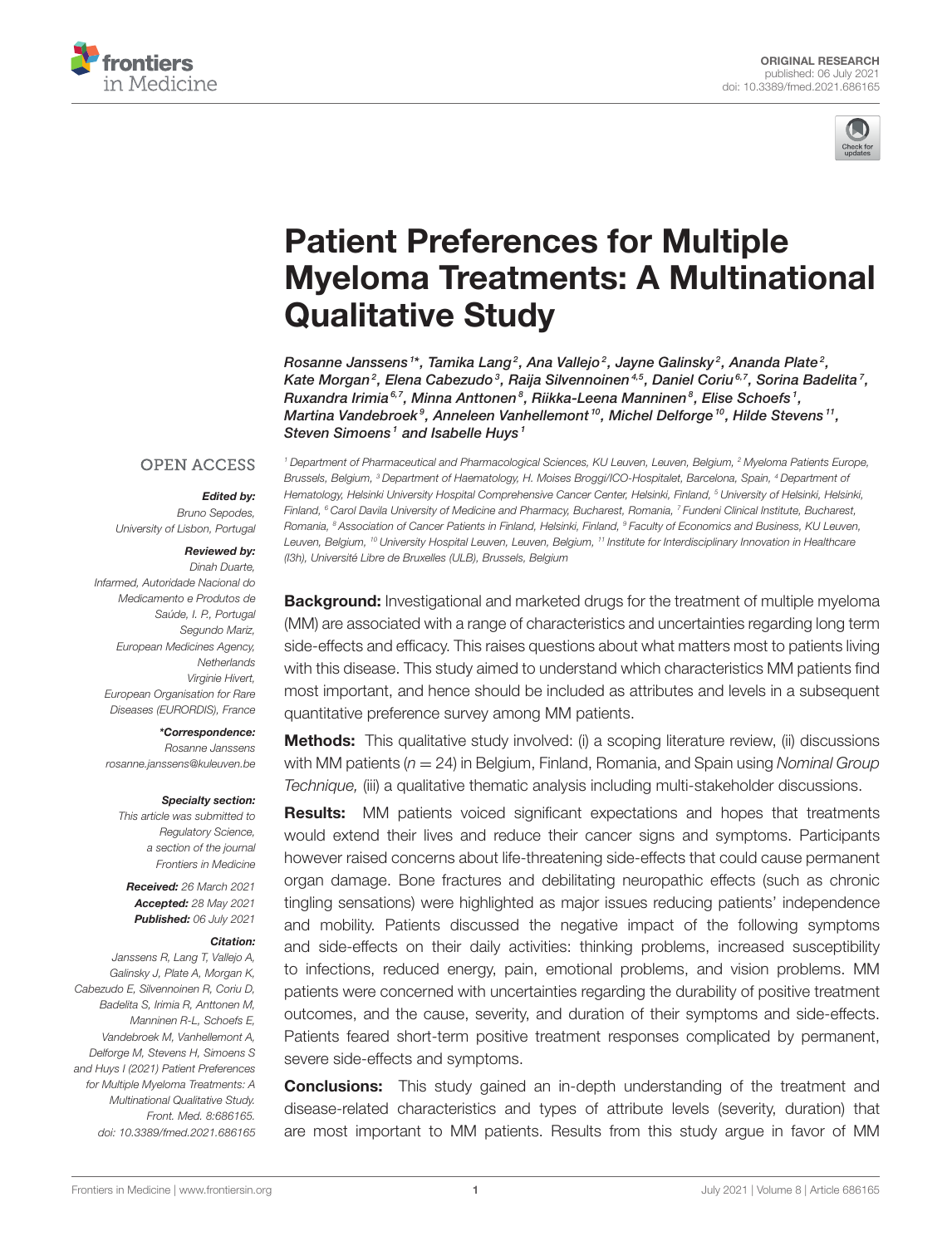# Patient Preferences for Multiple Myeloma Treatments: A Multinational Qualitative Study

*Rosanne Janssens[1]\*, Tamika Lang[2], Ana Vallejo[2], Jayne Galinsky[2], Ananda Plate[2], Kate Morgan[2], Elena Cabezudo[3], Raija Silvennoinen[4,5], Daniel Coriu[6,7], Sorina Badelita[7], Ruxandra Irimia[6,7], Minna Anttonen[8], Riikka-Leena Manninen[8], Elise Schoefs[1], Martina Vandebroek[9], Anneleen Vanhellemont[10], Michel Delforge[10], Hilde Stevens[11], Steven Simoens[1] and Isabelle Huys[1]*

*[1] Department of Pharmaceutical and Pharmacological Sciences, KU Leuven, Leuven, Belgium, [2] Myeloma Patients Europe, Brussels, Belgium, [3] Department of Haematology, H. Moises Broggi/ICO-Hospitalet, Barcelona, Spain, [4] Department of Hematology, Helsinki University Hospital Comprehensive Cancer Center, Helsinki, Finland, [5] University of Helsinki, Helsinki, Finland, [6] Carol Davila University of Medicine and Pharmacy, Bucharest, Romania, [7] Fundeni Clinical Institute, Bucharest, Romania, [8] Association of Cancer Patients in Finland, Helsinki, Finland, [9] Faculty of Economics and Business, KU Leuven, Leuven, Belgium, [10] University Hospital Leuven, Leuven, Belgium, [11] Institute for Interdisciplinary Innovation in Healthcare (I3h), Université Libre de Bruxelles (ULB), Brussels, Belgium*

OPEN ACCESS

***Edited by:***
Bruno Sepodes,
University of Lisbon, Portugal

***Reviewed by:***
Dinah Duarte,
Infarmed, Autoridade Nacional do Medicamento e Produtos de Saúde, I. P., Portugal
Segundo Mariz,
European Medicines Agency, Netherlands
Virginie Hivert,
European Organisation for Rare Diseases (EURORDIS), France

***\*Correspondence:***
Rosanne Janssens
rosanne.janssens@kuleuven.be

***Specialty section:***
This article was submitted to Regulatory Science, a section of the journal Frontiers in Medicine

***Received:*** 26 March 2021
***Accepted:*** 28 May 2021
***Published:*** 06 July 2021

***Citation:***
Janssens R, Lang T, Vallejo A, Galinsky J, Plate A, Morgan K, Cabezudo E, Silvennoinen R, Coriu D, Badelita S, Irimia R, Anttonen M, Manninen R-L, Schoefs E, Vandebroek M, Vanhellemont A, Delforge M, Stevens H, Simoens S and Huys I (2021) Patient Preferences for Multiple Myeloma Treatments: A Multinational Qualitative Study. Front. Med. 8:686165. doi: 10.3389/fmed.2021.686165

**Background:** Investigational and marketed drugs for the treatment of multiple myeloma (MM) are associated with a range of characteristics and uncertainties regarding long term side-effects and efficacy. This raises questions about what matters most to patients living with this disease. This study aimed to understand which characteristics MM patients find most important, and hence should be included as attributes and levels in a subsequent quantitative preference survey among MM patients.

**Methods:** This qualitative study involved: (i) a scoping literature review, (ii) discussions with MM patients ($n = 24$) in Belgium, Finland, Romania, and Spain using *Nominal Group Technique,* (iii) a qualitative thematic analysis including multi-stakeholder discussions.

**Results:** MM patients voiced significant expectations and hopes that treatments would extend their lives and reduce their cancer signs and symptoms. Participants however raised concerns about life-threatening side-effects that could cause permanent organ damage. Bone fractures and debilitating neuropathic effects (such as chronic tingling sensations) were highlighted as major issues reducing patients' independence and mobility. Patients discussed the negative impact of the following symptoms and side-effects on their daily activities: thinking problems, increased susceptibility to infections, reduced energy, pain, emotional problems, and vision problems. MM patients were concerned with uncertainties regarding the durability of positive treatment outcomes, and the cause, severity, and duration of their symptoms and side-effects. Patients feared short-term positive treatment responses complicated by permanent, severe side-effects and symptoms.

**Conclusions:** This study gained an in-depth understanding of the treatment and disease-related characteristics and types of attribute levels (severity, duration) that are most important to MM patients. Results from this study argue in favor of MM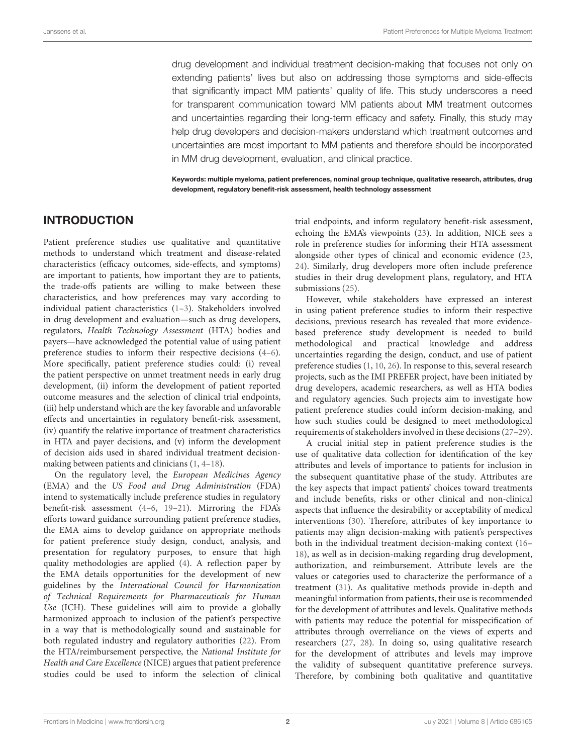drug development and individual treatment decision-making that focuses not only on extending patients' lives but also on addressing those symptoms and side-effects that significantly impact MM patients' quality of life. This study underscores a need for transparent communication toward MM patients about MM treatment outcomes and uncertainties regarding their long-term efficacy and safety. Finally, this study may help drug developers and decision-makers understand which treatment outcomes and uncertainties are most important to MM patients and therefore should be incorporated in MM drug development, evaluation, and clinical practice.

**Keywords: multiple myeloma, patient preferences, nominal group technique, qualitative research, attributes, drug development, regulatory benefit-risk assessment, health technology assessment**

## INTRODUCTION

Patient preference studies use qualitative and quantitative methods to understand which treatment and disease-related characteristics (efficacy outcomes, side-effects, and symptoms) are important to patients, how important they are to patients, the trade-offs patients are willing to make between these characteristics, and how preferences may vary according to individual patient characteristics (1–3). Stakeholders involved in drug development and evaluation—such as drug developers, regulators, *Health Technology Assessment* (HTA) bodies and payers—have acknowledged the potential value of using patient preference studies to inform their respective decisions (4–6). More specifically, patient preference studies could: (i) reveal the patient perspective on unmet treatment needs in early drug development, (ii) inform the development of patient reported outcome measures and the selection of clinical trial endpoints, (iii) help understand which are the key favorable and unfavorable effects and uncertainties in regulatory benefit-risk assessment, (iv) quantify the relative importance of treatment characteristics in HTA and payer decisions, and (v) inform the development of decision aids used in shared individual treatment decision-making between patients and clinicians (1, 4–18).

On the regulatory level, the *European Medicines Agency* (EMA) and the *US Food and Drug Administration* (FDA) intend to systematically include preference studies in regulatory benefit-risk assessment (4–6, 19–21). Mirroring the FDA's efforts toward guidance surrounding patient preference studies, the EMA aims to develop guidance on appropriate methods for patient preference study design, conduct, analysis, and presentation for regulatory purposes, to ensure that high quality methodologies are applied (4). A reflection paper by the EMA details opportunities for the development of new guidelines by the *International Council for Harmonization of Technical Requirements for Pharmaceuticals for Human Use* (ICH). These guidelines will aim to provide a globally harmonized approach to inclusion of the patient's perspective in a way that is methodologically sound and sustainable for both regulated industry and regulatory authorities (22). From the HTA/reimbursement perspective, the *National Institute for Health and Care Excellence* (NICE) argues that patient preference studies could be used to inform the selection of clinical trial endpoints, and inform regulatory benefit-risk assessment, echoing the EMA's viewpoints (23). In addition, NICE sees a role in preference studies for informing their HTA assessment alongside other types of clinical and economic evidence (23, 24). Similarly, drug developers more often include preference studies in their drug development plans, regulatory, and HTA submissions (25).

However, while stakeholders have expressed an interest in using patient preference studies to inform their respective decisions, previous research has revealed that more evidence-based preference study development is needed to build methodological and practical knowledge and address uncertainties regarding the design, conduct, and use of patient preference studies (1, 10, 26). In response to this, several research projects, such as the IMI PREFER project, have been initiated by drug developers, academic researchers, as well as HTA bodies and regulatory agencies. Such projects aim to investigate how patient preference studies could inform decision-making, and how such studies could be designed to meet methodological requirements of stakeholders involved in these decisions (27–29).

A crucial initial step in patient preference studies is the use of qualitative data collection for identification of the key attributes and levels of importance to patients for inclusion in the subsequent quantitative phase of the study. Attributes are the key aspects that impact patients' choices toward treatments and include benefits, risks or other clinical and non-clinical aspects that influence the desirability or acceptability of medical interventions (30). Therefore, attributes of key importance to patients may align decision-making with patient's perspectives both in the individual treatment decision-making context (16–18), as well as in decision-making regarding drug development, authorization, and reimbursement. Attribute levels are the values or categories used to characterize the performance of a treatment (31). As qualitative methods provide in-depth and meaningful information from patients, their use is recommended for the development of attributes and levels. Qualitative methods with patients may reduce the potential for misspecification of attributes through overreliance on the views of experts and researchers (27, 28). In doing so, using qualitative research for the development of attributes and levels may improve the validity of subsequent quantitative preference surveys. Therefore, by combining both qualitative and quantitative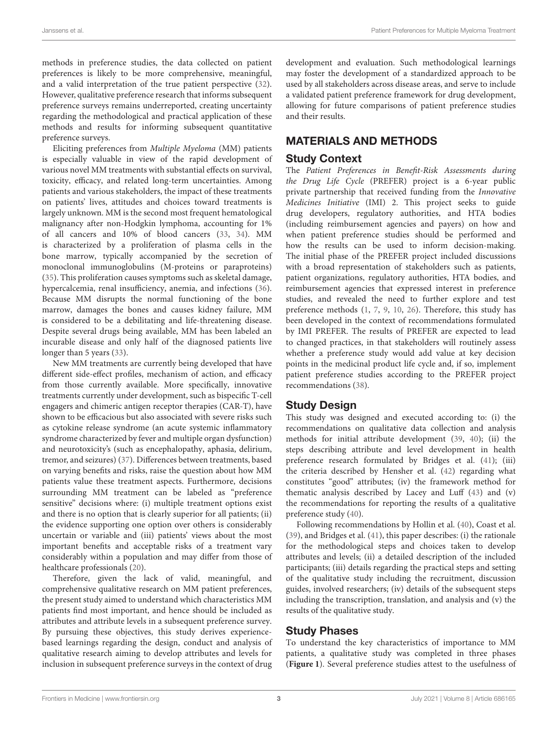methods in preference studies, the data collected on patient preferences is likely to be more comprehensive, meaningful, and a valid interpretation of the true patient perspective (32). However, qualitative preference research that informs subsequent preference surveys remains underreported, creating uncertainty regarding the methodological and practical application of these methods and results for informing subsequent quantitative preference surveys.

Eliciting preferences from *Multiple Myeloma* (MM) patients is especially valuable in view of the rapid development of various novel MM treatments with substantial effects on survival, toxicity, efficacy, and related long-term uncertainties. Among patients and various stakeholders, the impact of these treatments on patients' lives, attitudes and choices toward treatments is largely unknown. MM is the second most frequent hematological malignancy after non-Hodgkin lymphoma, accounting for 1% of all cancers and 10% of blood cancers (33, 34). MM is characterized by a proliferation of plasma cells in the bone marrow, typically accompanied by the secretion of monoclonal immunoglobulins (M-proteins or paraproteins) (35). This proliferation causes symptoms such as skeletal damage, hypercalcemia, renal insufficiency, anemia, and infections (36). Because MM disrupts the normal functioning of the bone marrow, damages the bones and causes kidney failure, MM is considered to be a debilitating and life-threatening disease. Despite several drugs being available, MM has been labeled an incurable disease and only half of the diagnosed patients live longer than 5 years (33).

New MM treatments are currently being developed that have different side-effect profiles, mechanism of action, and efficacy from those currently available. More specifically, innovative treatments currently under development, such as bispecific T-cell engagers and chimeric antigen receptor therapies (CAR-T), have shown to be efficacious but also associated with severe risks such as cytokine release syndrome (an acute systemic inflammatory syndrome characterized by fever and multiple organ dysfunction) and neurotoxicity's (such as encephalopathy, aphasia, delirium, tremor, and seizures) (37). Differences between treatments, based on varying benefits and risks, raise the question about how MM patients value these treatment aspects. Furthermore, decisions surrounding MM treatment can be labeled as "preference sensitive" decisions where: (i) multiple treatment options exist and there is no option that is clearly superior for all patients; (ii) the evidence supporting one option over others is considerably uncertain or variable and (iii) patients' views about the most important benefits and acceptable risks of a treatment vary considerably within a population and may differ from those of healthcare professionals (20).

Therefore, given the lack of valid, meaningful, and comprehensive qualitative research on MM patient preferences, the present study aimed to understand which characteristics MM patients find most important, and hence should be included as attributes and attribute levels in a subsequent preference survey. By pursuing these objectives, this study derives experience-based learnings regarding the design, conduct and analysis of qualitative research aiming to develop attributes and levels for inclusion in subsequent preference surveys in the context of drug development and evaluation. Such methodological learnings may foster the development of a standardized approach to be used by all stakeholders across disease areas, and serve to include a validated patient preference framework for drug development, allowing for future comparisons of patient preference studies and their results.

## MATERIALS AND METHODS

### Study Context

The *Patient Preferences in Benefit-Risk Assessments during the Drug Life Cycle* (PREFER) project is a 6-year public private partnership that received funding from the *Innovative Medicines Initiative* (IMI) 2. This project seeks to guide drug developers, regulatory authorities, and HTA bodies (including reimbursement agencies and payers) on how and when patient preference studies should be performed and how the results can be used to inform decision-making. The initial phase of the PREFER project included discussions with a broad representation of stakeholders such as patients, patient organizations, regulatory authorities, HTA bodies, and reimbursement agencies that expressed interest in preference studies, and revealed the need to further explore and test preference methods (1, 7, 9, 10, 26). Therefore, this study has been developed in the context of recommendations formulated by IMI PREFER. The results of PREFER are expected to lead to changed practices, in that stakeholders will routinely assess whether a preference study would add value at key decision points in the medicinal product life cycle and, if so, implement patient preference studies according to the PREFER project recommendations (38).

### Study Design

This study was designed and executed according to: (i) the recommendations on qualitative data collection and analysis methods for initial attribute development (39, 40); (ii) the steps describing attribute and level development in health preference research formulated by Bridges et al. (41); (iii) the criteria described by Hensher et al. (42) regarding what constitutes "good" attributes; (iv) the framework method for thematic analysis described by Lacey and Luff (43) and (v) the recommendations for reporting the results of a qualitative preference study (40).

Following recommendations by Hollin et al. (40), Coast et al. (39), and Bridges et al. (41), this paper describes: (i) the rationale for the methodological steps and choices taken to develop attributes and levels; (ii) a detailed description of the included participants; (iii) details regarding the practical steps and setting of the qualitative study including the recruitment, discussion guides, involved researchers; (iv) details of the subsequent steps including the transcription, translation, and analysis and (v) the results of the qualitative study.

### Study Phases

To understand the key characteristics of importance to MM patients, a qualitative study was completed in three phases (**Figure 1**). Several preference studies attest to the usefulness of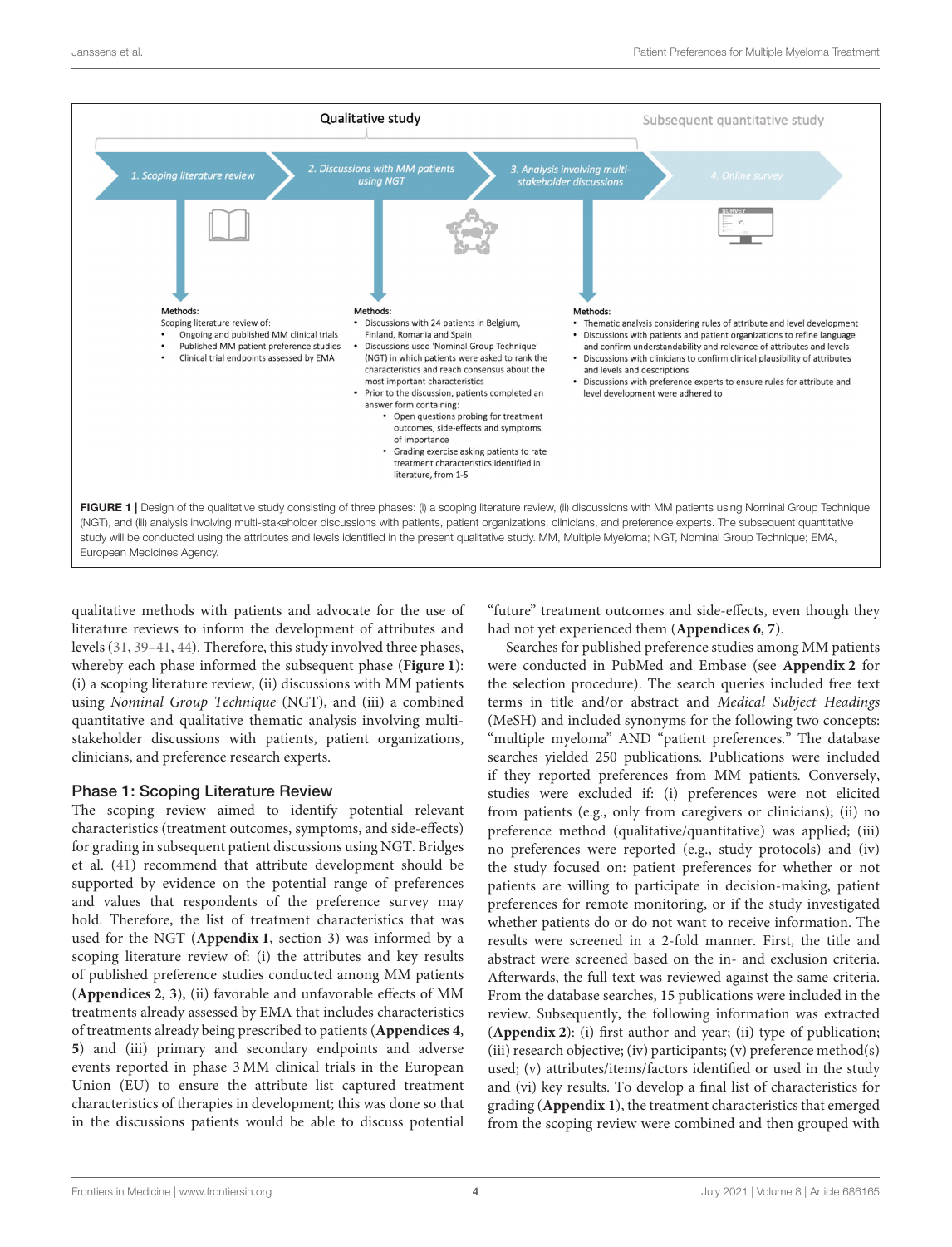Qualitative study

Subsequent quantitative study

1. Scoping literature review

2. Discussions with MM patients using NGT

3. Analysis involving multi-stakeholder discussions

4. Online survey

Methods:
Scoping literature review of:
- Ongoing and published MM clinical trials
- Published MM patient preference studies
- Clinical trial endpoints assessed by EMA

Methods:
- Discussions with 24 patients in Belgium, Finland, Romania and Spain
- Discussions used 'Nominal Group Technique' (NGT) in which patients were asked to rank the characteristics and reach consensus about the most important characteristics
- Prior to the discussion, patients completed an answer form containing:
  - Open questions probing for treatment outcomes, side-effects and symptoms of importance
  - Grading exercise asking patients to rate treatment characteristics identified in literature, from 1-5

Methods:
- Thematic analysis considering rules of attribute and level development
- Discussions with patients and patient organizations to refine language and confirm understandability and relevance of attributes and levels
- Discussions with clinicians to confirm clinical plausibility of attributes and levels and descriptions
- Discussions with preference experts to ensure rules for attribute and level development were adhered to

**FIGURE 1** | Design of the qualitative study consisting of three phases: (i) a scoping literature review, (ii) discussions with MM patients using Nominal Group Technique (NGT), and (iii) analysis involving multi-stakeholder discussions with patients, patient organizations, clinicians, and preference experts. The subsequent quantitative study will be conducted using the attributes and levels identified in the present qualitative study. MM, Multiple Myeloma; NGT, Nominal Group Technique; EMA, European Medicines Agency.

qualitative methods with patients and advocate for the use of literature reviews to inform the development of attributes and levels (31, 39–41, 44). Therefore, this study involved three phases, whereby each phase informed the subsequent phase (**Figure 1**): (i) a scoping literature review, (ii) discussions with MM patients using *Nominal Group Technique* (NGT), and (iii) a combined quantitative and qualitative thematic analysis involving multi-stakeholder discussions with patients, patient organizations, clinicians, and preference research experts.

## Phase 1: Scoping Literature Review

The scoping review aimed to identify potential relevant characteristics (treatment outcomes, symptoms, and side-effects) for grading in subsequent patient discussions using NGT. Bridges et al. (41) recommend that attribute development should be supported by evidence on the potential range of preferences and values that respondents of the preference survey may hold. Therefore, the list of treatment characteristics that was used for the NGT (**Appendix 1**, section 3) was informed by a scoping literature review of: (i) the attributes and key results of published preference studies conducted among MM patients (**Appendices 2**, **3**), (ii) favorable and unfavorable effects of MM treatments already assessed by EMA that includes characteristics of treatments already being prescribed to patients (**Appendices 4**, **5**) and (iii) primary and secondary endpoints and adverse events reported in phase 3 MM clinical trials in the European Union (EU) to ensure the attribute list captured treatment characteristics of therapies in development; this was done so that in the discussions patients would be able to discuss potential "future" treatment outcomes and side-effects, even though they had not yet experienced them (**Appendices 6**, **7**).

Searches for published preference studies among MM patients were conducted in PubMed and Embase (see **Appendix 2** for the selection procedure). The search queries included free text terms in title and/or abstract and *Medical Subject Headings* (MeSH) and included synonyms for the following two concepts: "multiple myeloma" AND "patient preferences." The database searches yielded 250 publications. Publications were included if they reported preferences from MM patients. Conversely, studies were excluded if: (i) preferences were not elicited from patients (e.g., only from caregivers or clinicians); (ii) no preference method (qualitative/quantitative) was applied; (iii) no preferences were reported (e.g., study protocols) and (iv) the study focused on: patient preferences for whether or not patients are willing to participate in decision-making, patient preferences for remote monitoring, or if the study investigated whether patients do or do not want to receive information. The results were screened in a 2-fold manner. First, the title and abstract were screened based on the in- and exclusion criteria. Afterwards, the full text was reviewed against the same criteria. From the database searches, 15 publications were included in the review. Subsequently, the following information was extracted (**Appendix 2**): (i) first author and year; (ii) type of publication; (iii) research objective; (iv) participants; (v) preference method(s) used; (v) attributes/items/factors identified or used in the study and (vi) key results. To develop a final list of characteristics for grading (**Appendix 1**), the treatment characteristics that emerged from the scoping review were combined and then grouped with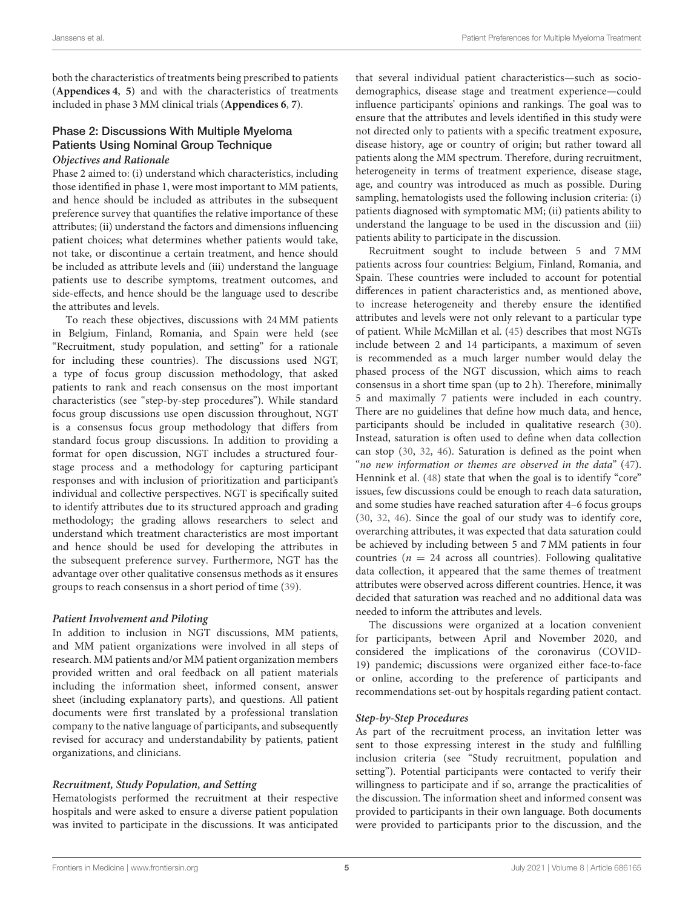both the characteristics of treatments being prescribed to patients (**Appendices 4**, **5**) and with the characteristics of treatments included in phase 3 MM clinical trials (**Appendices 6**, **7**).

### Phase 2: Discussions With Multiple Myeloma Patients Using Nominal Group Technique

#### *Objectives and Rationale*

Phase 2 aimed to: (i) understand which characteristics, including those identified in phase 1, were most important to MM patients, and hence should be included as attributes in the subsequent preference survey that quantifies the relative importance of these attributes; (ii) understand the factors and dimensions influencing patient choices; what determines whether patients would take, not take, or discontinue a certain treatment, and hence should be included as attribute levels and (iii) understand the language patients use to describe symptoms, treatment outcomes, and side-effects, and hence should be the language used to describe the attributes and levels.

To reach these objectives, discussions with 24 MM patients in Belgium, Finland, Romania, and Spain were held (see "Recruitment, study population, and setting" for a rationale for including these countries). The discussions used NGT, a type of focus group discussion methodology, that asked patients to rank and reach consensus on the most important characteristics (see "step-by-step procedures"). While standard focus group discussions use open discussion throughout, NGT is a consensus focus group methodology that differs from standard focus group discussions. In addition to providing a format for open discussion, NGT includes a structured four-stage process and a methodology for capturing participant responses and with inclusion of prioritization and participant's individual and collective perspectives. NGT is specifically suited to identify attributes due to its structured approach and grading methodology; the grading allows researchers to select and understand which treatment characteristics are most important and hence should be used for developing the attributes in the subsequent preference survey. Furthermore, NGT has the advantage over other qualitative consensus methods as it ensures groups to reach consensus in a short period of time (39).

#### *Patient Involvement and Piloting*

In addition to inclusion in NGT discussions, MM patients, and MM patient organizations were involved in all steps of research. MM patients and/or MM patient organization members provided written and oral feedback on all patient materials including the information sheet, informed consent, answer sheet (including explanatory parts), and questions. All patient documents were first translated by a professional translation company to the native language of participants, and subsequently revised for accuracy and understandability by patients, patient organizations, and clinicians.

#### *Recruitment, Study Population, and Setting*

Hematologists performed the recruitment at their respective hospitals and were asked to ensure a diverse patient population was invited to participate in the discussions. It was anticipated that several individual patient characteristics—such as socio-demographics, disease stage and treatment experience—could influence participants' opinions and rankings. The goal was to ensure that the attributes and levels identified in this study were not directed only to patients with a specific treatment exposure, disease history, age or country of origin; but rather toward all patients along the MM spectrum. Therefore, during recruitment, heterogeneity in terms of treatment experience, disease stage, age, and country was introduced as much as possible. During sampling, hematologists used the following inclusion criteria: (i) patients diagnosed with symptomatic MM; (ii) patients ability to understand the language to be used in the discussion and (iii) patients ability to participate in the discussion.

Recruitment sought to include between 5 and 7 MM patients across four countries: Belgium, Finland, Romania, and Spain. These countries were included to account for potential differences in patient characteristics and, as mentioned above, to increase heterogeneity and thereby ensure the identified attributes and levels were not only relevant to a particular type of patient. While McMillan et al. (45) describes that most NGTs include between 2 and 14 participants, a maximum of seven is recommended as a much larger number would delay the phased process of the NGT discussion, which aims to reach consensus in a short time span (up to 2 h). Therefore, minimally 5 and maximally 7 patients were included in each country. There are no guidelines that define how much data, and hence, participants should be included in qualitative research (30). Instead, saturation is often used to define when data collection can stop (30, 32, 46). Saturation is defined as the point when "*no new information or themes are observed in the data*" (47). Hennink et al. (48) state that when the goal is to identify "core" issues, few discussions could be enough to reach data saturation, and some studies have reached saturation after 4–6 focus groups (30, 32, 46). Since the goal of our study was to identify core, overarching attributes, it was expected that data saturation could be achieved by including between 5 and 7 MM patients in four countries ($n = 24$ across all countries). Following qualitative data collection, it appeared that the same themes of treatment attributes were observed across different countries. Hence, it was decided that saturation was reached and no additional data was needed to inform the attributes and levels.

The discussions were organized at a location convenient for participants, between April and November 2020, and considered the implications of the coronavirus (COVID-19) pandemic; discussions were organized either face-to-face or online, according to the preference of participants and recommendations set-out by hospitals regarding patient contact.

#### *Step-by-Step Procedures*

As part of the recruitment process, an invitation letter was sent to those expressing interest in the study and fulfilling inclusion criteria (see "Study recruitment, population and setting"). Potential participants were contacted to verify their willingness to participate and if so, arrange the practicalities of the discussion. The information sheet and informed consent was provided to participants in their own language. Both documents were provided to participants prior to the discussion, and the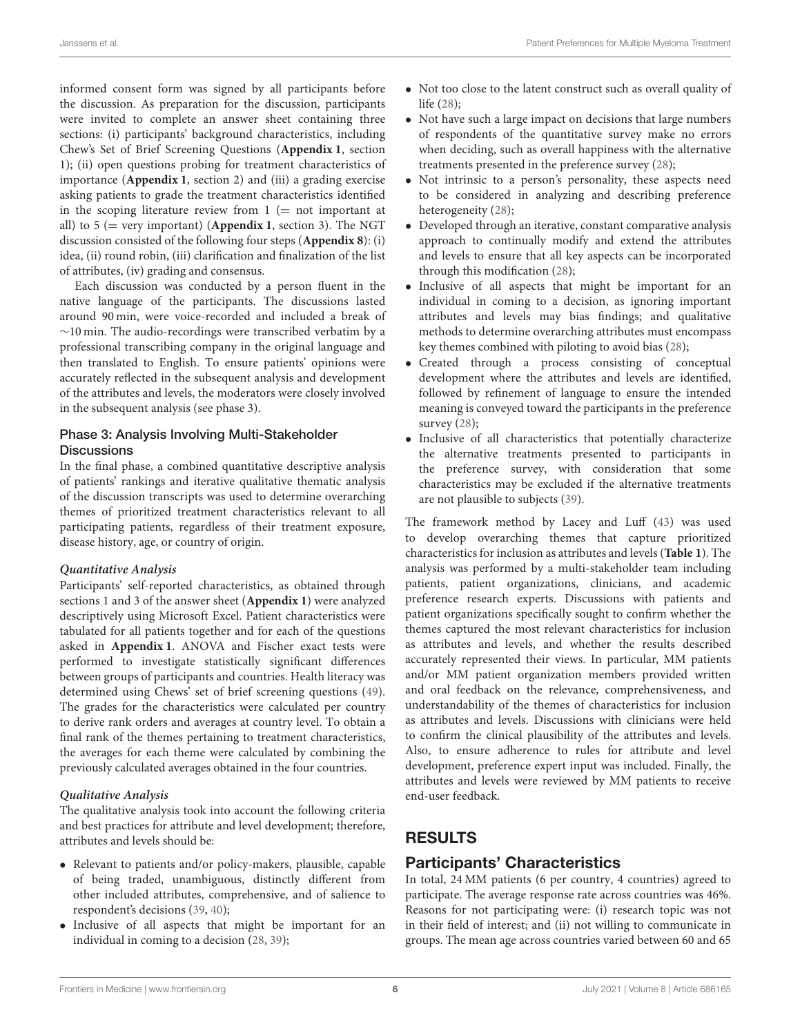informed consent form was signed by all participants before the discussion. As preparation for the discussion, participants were invited to complete an answer sheet containing three sections: (i) participants' background characteristics, including Chew's Set of Brief Screening Questions (**Appendix 1**, section 1); (ii) open questions probing for treatment characteristics of importance (**Appendix 1**, section 2) and (iii) a grading exercise asking patients to grade the treatment characteristics identified in the scoping literature review from 1 (= not important at all) to 5 (= very important) (**Appendix 1**, section 3). The NGT discussion consisted of the following four steps (**Appendix 8**): (i) idea, (ii) round robin, (iii) clarification and finalization of the list of attributes, (iv) grading and consensus.

Each discussion was conducted by a person fluent in the native language of the participants. The discussions lasted around 90 min, were voice-recorded and included a break of ∼10 min. The audio-recordings were transcribed verbatim by a professional transcribing company in the original language and then translated to English. To ensure patients' opinions were accurately reflected in the subsequent analysis and development of the attributes and levels, the moderators were closely involved in the subsequent analysis (see phase 3).

### Phase 3: Analysis Involving Multi-Stakeholder Discussions

In the final phase, a combined quantitative descriptive analysis of patients' rankings and iterative qualitative thematic analysis of the discussion transcripts was used to determine overarching themes of prioritized treatment characteristics relevant to all participating patients, regardless of their treatment exposure, disease history, age, or country of origin.

#### *Quantitative Analysis*

Participants' self-reported characteristics, as obtained through sections 1 and 3 of the answer sheet (**Appendix 1**) were analyzed descriptively using Microsoft Excel. Patient characteristics were tabulated for all patients together and for each of the questions asked in **Appendix 1**. ANOVA and Fischer exact tests were performed to investigate statistically significant differences between groups of participants and countries. Health literacy was determined using Chews' set of brief screening questions (49). The grades for the characteristics were calculated per country to derive rank orders and averages at country level. To obtain a final rank of the themes pertaining to treatment characteristics, the averages for each theme were calculated by combining the previously calculated averages obtained in the four countries.

#### *Qualitative Analysis*

The qualitative analysis took into account the following criteria and best practices for attribute and level development; therefore, attributes and levels should be:

- Relevant to patients and/or policy-makers, plausible, capable of being traded, unambiguous, distinctly different from other included attributes, comprehensive, and of salience to respondent's decisions (39, 40);
- Inclusive of all aspects that might be important for an individual in coming to a decision (28, 39);
- Not too close to the latent construct such as overall quality of life (28);
- Not have such a large impact on decisions that large numbers of respondents of the quantitative survey make no errors when deciding, such as overall happiness with the alternative treatments presented in the preference survey (28);
- Not intrinsic to a person's personality, these aspects need to be considered in analyzing and describing preference heterogeneity (28);
- Developed through an iterative, constant comparative analysis approach to continually modify and extend the attributes and levels to ensure that all key aspects can be incorporated through this modification (28);
- Inclusive of all aspects that might be important for an individual in coming to a decision, as ignoring important attributes and levels may bias findings; and qualitative methods to determine overarching attributes must encompass key themes combined with piloting to avoid bias (28);
- Created through a process consisting of conceptual development where the attributes and levels are identified, followed by refinement of language to ensure the intended meaning is conveyed toward the participants in the preference survey (28);
- Inclusive of all characteristics that potentially characterize the alternative treatments presented to participants in the preference survey, with consideration that some characteristics may be excluded if the alternative treatments are not plausible to subjects (39).

The framework method by Lacey and Luff (43) was used to develop overarching themes that capture prioritized characteristics for inclusion as attributes and levels (**Table 1**). The analysis was performed by a multi-stakeholder team including patients, patient organizations, clinicians, and academic preference research experts. Discussions with patients and patient organizations specifically sought to confirm whether the themes captured the most relevant characteristics for inclusion as attributes and levels, and whether the results described accurately represented their views. In particular, MM patients and/or MM patient organization members provided written and oral feedback on the relevance, comprehensiveness, and understandability of the themes of characteristics for inclusion as attributes and levels. Discussions with clinicians were held to confirm the clinical plausibility of the attributes and levels. Also, to ensure adherence to rules for attribute and level development, preference expert input was included. Finally, the attributes and levels were reviewed by MM patients to receive end-user feedback.

## RESULTS

### Participants' Characteristics

In total, 24 MM patients (6 per country, 4 countries) agreed to participate. The average response rate across countries was 46%. Reasons for not participating were: (i) research topic was not in their field of interest; and (ii) not willing to communicate in groups. The mean age across countries varied between 60 and 65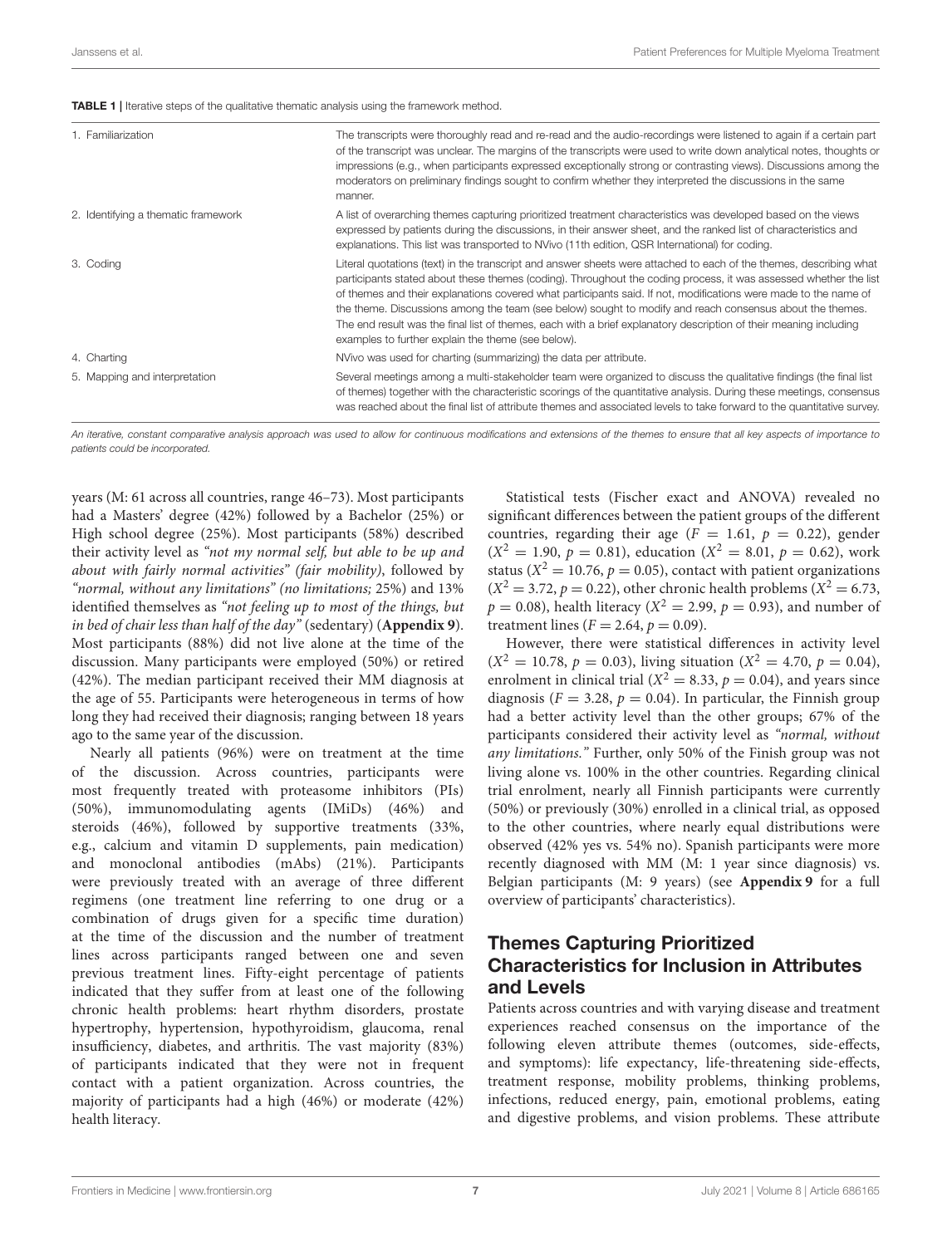**TABLE 1 |** Iterative steps of the qualitative thematic analysis using the framework method.

| | |
|---|---|
| 1. Familiarization | The transcripts were thoroughly read and re-read and the audio-recordings were listened to again if a certain part of the transcript was unclear. The margins of the transcripts were used to write down analytical notes, thoughts or impressions (e.g., when participants expressed exceptionally strong or contrasting views). Discussions among the moderators on preliminary findings sought to confirm whether they interpreted the discussions in the same manner. |
| 2. Identifying a thematic framework | A list of overarching themes capturing prioritized treatment characteristics was developed based on the views expressed by patients during the discussions, in their answer sheet, and the ranked list of characteristics and explanations. This list was transported to NVivo (11th edition, QSR International) for coding. |
| 3. Coding | Literal quotations (text) in the transcript and answer sheets were attached to each of the themes, describing what participants stated about these themes (coding). Throughout the coding process, it was assessed whether the list of themes and their explanations covered what participants said. If not, modifications were made to the name of the theme. Discussions among the team (see below) sought to modify and reach consensus about the themes. The end result was the final list of themes, each with a brief explanatory description of their meaning including examples to further explain the theme (see below). |
| 4. Charting | NVivo was used for charting (summarizing) the data per attribute. |
| 5. Mapping and interpretation | Several meetings among a multi-stakeholder team were organized to discuss the qualitative findings (the final list of themes) together with the characteristic scorings of the quantitative analysis. During these meetings, consensus was reached about the final list of attribute themes and associated levels to take forward to the quantitative survey. |

*An iterative, constant comparative analysis approach was used to allow for continuous modifications and extensions of the themes to ensure that all key aspects of importance to patients could be incorporated.*

years (M: 61 across all countries, range 46–73). Most participants had a Masters' degree (42%) followed by a Bachelor (25%) or High school degree (25%). Most participants (58%) described their activity level as *"not my normal self, but able to be up and about with fairly normal activities" (fair mobility)*, followed by *"normal, without any limitations" (no limitations;* 25%) and 13% identified themselves as *"not feeling up to most of the things, but in bed of chair less than half of the day"* (sedentary) (**Appendix 9**). Most participants (88%) did not live alone at the time of the discussion. Many participants were employed (50%) or retired (42%). The median participant received their MM diagnosis at the age of 55. Participants were heterogeneous in terms of how long they had received their diagnosis; ranging between 18 years ago to the same year of the discussion.

Nearly all patients (96%) were on treatment at the time of the discussion. Across countries, participants were most frequently treated with proteasome inhibitors (PIs) (50%), immunomodulating agents (IMiDs) (46%) and steroids (46%), followed by supportive treatments (33%, e.g., calcium and vitamin D supplements, pain medication) and monoclonal antibodies (mAbs) (21%). Participants were previously treated with an average of three different regimens (one treatment line referring to one drug or a combination of drugs given for a specific time duration) at the time of the discussion and the number of treatment lines across participants ranged between one and seven previous treatment lines. Fifty-eight percentage of patients indicated that they suffer from at least one of the following chronic health problems: heart rhythm disorders, prostate hypertrophy, hypertension, hypothyroidism, glaucoma, renal insufficiency, diabetes, and arthritis. The vast majority (83%) of participants indicated that they were not in frequent contact with a patient organization. Across countries, the majority of participants had a high (46%) or moderate (42%) health literacy.

Statistical tests (Fischer exact and ANOVA) revealed no significant differences between the patient groups of the different countries, regarding their age ($F = 1.61$, $p = 0.22$), gender ($X^2 = 1.90$, $p = 0.81$), education ($X^2 = 8.01$, $p = 0.62$), work status ($X^2 = 10.76$, $p = 0.05$), contact with patient organizations ($X^2 = 3.72$, $p = 0.22$), other chronic health problems ($X^2 = 6.73$, $p = 0.08$), health literacy ($X^2 = 2.99$, $p = 0.93$), and number of treatment lines ($F = 2.64$, $p = 0.09$).

However, there were statistical differences in activity level ($X^2 = 10.78$, $p = 0.03$), living situation ($X^2 = 4.70$, $p = 0.04$), enrolment in clinical trial ($X^2 = 8.33$, $p = 0.04$), and years since diagnosis ($F = 3.28$, $p = 0.04$). In particular, the Finnish group had a better activity level than the other groups; 67% of the participants considered their activity level as *"normal, without any limitations."* Further, only 50% of the Finish group was not living alone vs. 100% in the other countries. Regarding clinical trial enrolment, nearly all Finnish participants were currently (50%) or previously (30%) enrolled in a clinical trial, as opposed to the other countries, where nearly equal distributions were observed (42% yes vs. 54% no). Spanish participants were more recently diagnosed with MM (M: 1 year since diagnosis) vs. Belgian participants (M: 9 years) (see **Appendix 9** for a full overview of participants' characteristics).

## Themes Capturing Prioritized Characteristics for Inclusion in Attributes and Levels

Patients across countries and with varying disease and treatment experiences reached consensus on the importance of the following eleven attribute themes (outcomes, side-effects, and symptoms): life expectancy, life-threatening side-effects, treatment response, mobility problems, thinking problems, infections, reduced energy, pain, emotional problems, eating and digestive problems, and vision problems. These attribute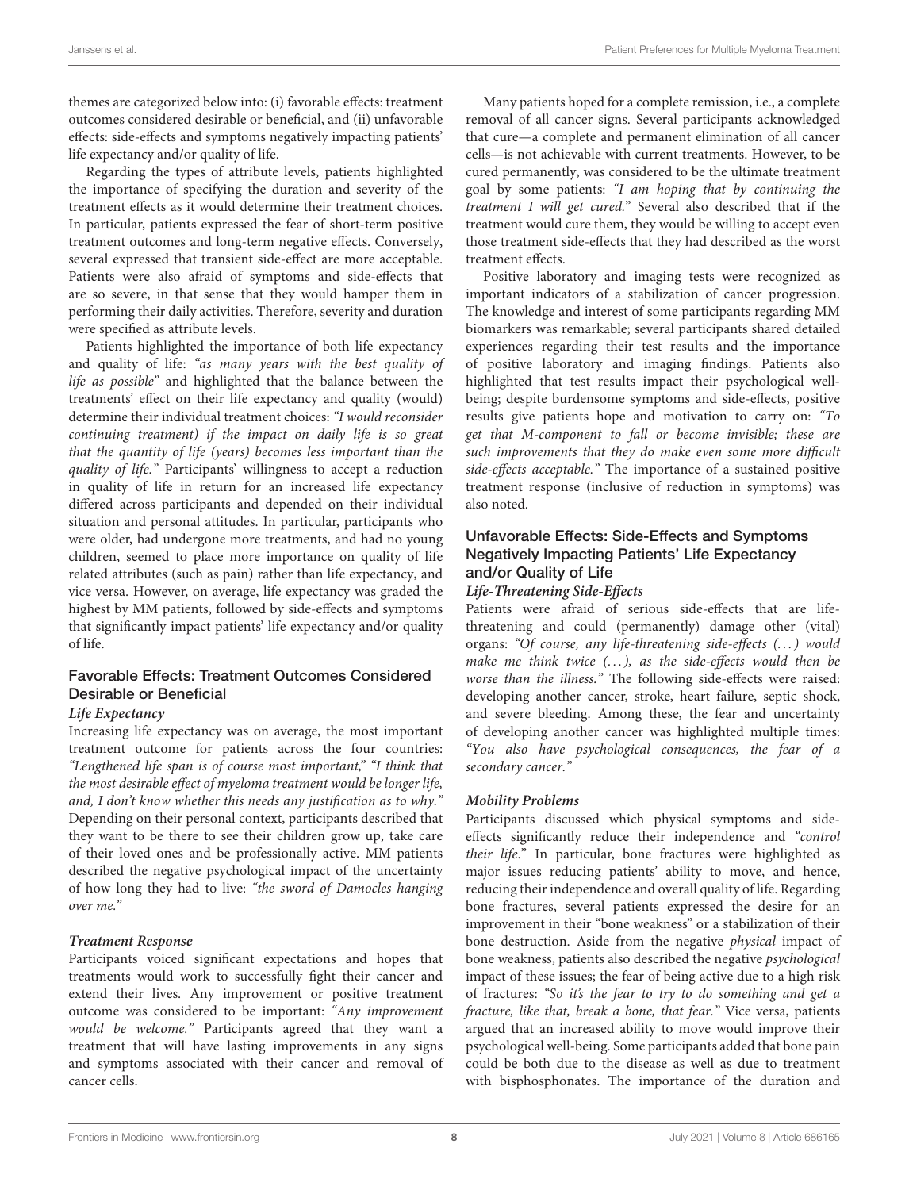themes are categorized below into: (i) favorable effects: treatment outcomes considered desirable or beneficial, and (ii) unfavorable effects: side-effects and symptoms negatively impacting patients' life expectancy and/or quality of life.

Regarding the types of attribute levels, patients highlighted the importance of specifying the duration and severity of the treatment effects as it would determine their treatment choices. In particular, patients expressed the fear of short-term positive treatment outcomes and long-term negative effects. Conversely, several expressed that transient side-effect are more acceptable. Patients were also afraid of symptoms and side-effects that are so severe, in that sense that they would hamper them in performing their daily activities. Therefore, severity and duration were specified as attribute levels.

Patients highlighted the importance of both life expectancy and quality of life: *"as many years with the best quality of life as possible"* and highlighted that the balance between the treatments' effect on their life expectancy and quality (would) determine their individual treatment choices: *"I would reconsider continuing treatment) if the impact on daily life is so great that the quantity of life (years) becomes less important than the quality of life."* Participants' willingness to accept a reduction in quality of life in return for an increased life expectancy differed across participants and depended on their individual situation and personal attitudes. In particular, participants who were older, had undergone more treatments, and had no young children, seemed to place more importance on quality of life related attributes (such as pain) rather than life expectancy, and vice versa. However, on average, life expectancy was graded the highest by MM patients, followed by side-effects and symptoms that significantly impact patients' life expectancy and/or quality of life.

## Favorable Effects: Treatment Outcomes Considered Desirable or Beneficial

### *Life Expectancy*

Increasing life expectancy was on average, the most important treatment outcome for patients across the four countries: *"Lengthened life span is of course most important," "I think that the most desirable effect of myeloma treatment would be longer life, and, I don't know whether this needs any justification as to why."* Depending on their personal context, participants described that they want to be there to see their children grow up, take care of their loved ones and be professionally active. MM patients described the negative psychological impact of the uncertainty of how long they had to live: *"the sword of Damocles hanging over me."*

### *Treatment Response*

Participants voiced significant expectations and hopes that treatments would work to successfully fight their cancer and extend their lives. Any improvement or positive treatment outcome was considered to be important: *"Any improvement would be welcome."* Participants agreed that they want a treatment that will have lasting improvements in any signs and symptoms associated with their cancer and removal of cancer cells.

Many patients hoped for a complete remission, i.e., a complete removal of all cancer signs. Several participants acknowledged that cure—a complete and permanent elimination of all cancer cells—is not achievable with current treatments. However, to be cured permanently, was considered to be the ultimate treatment goal by some patients: *"I am hoping that by continuing the treatment I will get cured."* Several also described that if the treatment would cure them, they would be willing to accept even those treatment side-effects that they had described as the worst treatment effects.

Positive laboratory and imaging tests were recognized as important indicators of a stabilization of cancer progression. The knowledge and interest of some participants regarding MM biomarkers was remarkable; several participants shared detailed experiences regarding their test results and the importance of positive laboratory and imaging findings. Patients also highlighted that test results impact their psychological well-being; despite burdensome symptoms and side-effects, positive results give patients hope and motivation to carry on: *"To get that M-component to fall or become invisible; these are such improvements that they do make even some more difficult side-effects acceptable."* The importance of a sustained positive treatment response (inclusive of reduction in symptoms) was also noted.

## Unfavorable Effects: Side-Effects and Symptoms Negatively Impacting Patients' Life Expectancy and/or Quality of Life

### *Life-Threatening Side-Effects*

Patients were afraid of serious side-effects that are life-threatening and could (permanently) damage other (vital) organs: *"Of course, any life-threatening side-effects (...) would make me think twice (...), as the side-effects would then be worse than the illness."* The following side-effects were raised: developing another cancer, stroke, heart failure, septic shock, and severe bleeding. Among these, the fear and uncertainty of developing another cancer was highlighted multiple times: *"You also have psychological consequences, the fear of a secondary cancer."*

### *Mobility Problems*

Participants discussed which physical symptoms and side-effects significantly reduce their independence and *"control their life."* In particular, bone fractures were highlighted as major issues reducing patients' ability to move, and hence, reducing their independence and overall quality of life. Regarding bone fractures, several patients expressed the desire for an improvement in their "bone weakness" or a stabilization of their bone destruction. Aside from the negative *physical* impact of bone weakness, patients also described the negative *psychological* impact of these issues; the fear of being active due to a high risk of fractures: *"So it's the fear to try to do something and get a fracture, like that, break a bone, that fear."* Vice versa, patients argued that an increased ability to move would improve their psychological well-being. Some participants added that bone pain could be both due to the disease as well as due to treatment with bisphosphonates. The importance of the duration and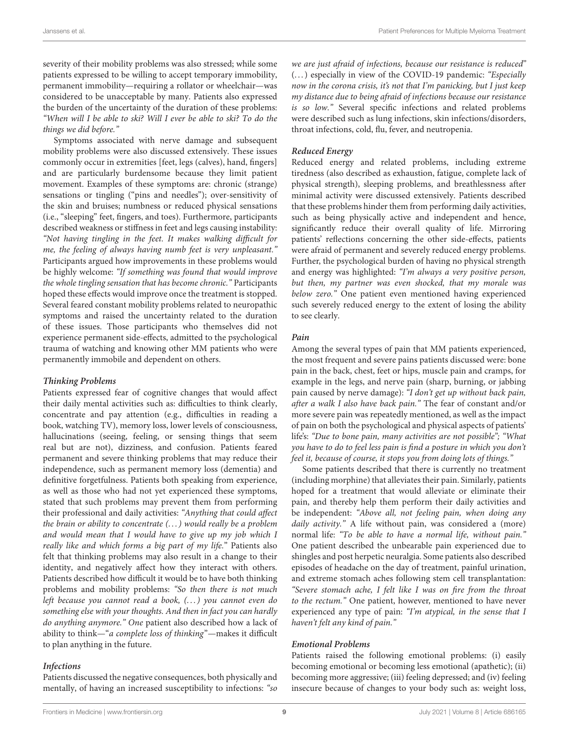severity of their mobility problems was also stressed; while some patients expressed to be willing to accept temporary immobility, permanent immobility—requiring a rollator or wheelchair—was considered to be unacceptable by many. Patients also expressed the burden of the uncertainty of the duration of these problems: *"When will I be able to ski? Will I ever be able to ski? To do the things we did before."*

Symptoms associated with nerve damage and subsequent mobility problems were also discussed extensively. These issues commonly occur in extremities [feet, legs (calves), hand, fingers] and are particularly burdensome because they limit patient movement. Examples of these symptoms are: chronic (strange) sensations or tingling ("pins and needles"); over-sensitivity of the skin and bruises; numbness or reduced physical sensations (i.e., "sleeping" feet, fingers, and toes). Furthermore, participants described weakness or stiffness in feet and legs causing instability: *"Not having tingling in the feet. It makes walking difficult for me, the feeling of always having numb feet is very unpleasant."* Participants argued how improvements in these problems would be highly welcome: *"If something was found that would improve the whole tingling sensation that has become chronic."* Participants hoped these effects would improve once the treatment is stopped. Several feared constant mobility problems related to neuropathic symptoms and raised the uncertainty related to the duration of these issues. Those participants who themselves did not experience permanent side-effects, admitted to the psychological trauma of watching and knowing other MM patients who were permanently immobile and dependent on others.

#### *Thinking Problems*

Patients expressed fear of cognitive changes that would affect their daily mental activities such as: difficulties to think clearly, concentrate and pay attention (e.g., difficulties in reading a book, watching TV), memory loss, lower levels of consciousness, hallucinations (seeing, feeling, or sensing things that seem real but are not), dizziness, and confusion. Patients feared permanent and severe thinking problems that may reduce their independence, such as permanent memory loss (dementia) and definitive forgetfulness. Patients both speaking from experience, as well as those who had not yet experienced these symptoms, stated that such problems may prevent them from performing their professional and daily activities: *"Anything that could affect the brain or ability to concentrate (...) would really be a problem and would mean that I would have to give up my job which I really like and which forms a big part of my life."* Patients also felt that thinking problems may also result in a change to their identity, and negatively affect how they interact with others. Patients described how difficult it would be to have both thinking problems and mobility problems: *"So then there is not much left because you cannot read a book, (...) you cannot even do something else with your thoughts. And then in fact you can hardly do anything anymore."* One patient also described how a lack of ability to think—"*a complete loss of thinking*"—makes it difficult to plan anything in the future.

#### *Infections*

Patients discussed the negative consequences, both physically and mentally, of having an increased susceptibility to infections: *"so we are just afraid of infections, because our resistance is reduced"* (...) especially in view of the COVID-19 pandemic: *"Especially now in the corona crisis, it's not that I'm panicking, but I just keep my distance due to being afraid of infections because our resistance is so low."* Several specific infections and related problems were described such as lung infections, skin infections/disorders, throat infections, cold, flu, fever, and neutropenia.

#### *Reduced Energy*

Reduced energy and related problems, including extreme tiredness (also described as exhaustion, fatigue, complete lack of physical strength), sleeping problems, and breathlessness after minimal activity were discussed extensively. Patients described that these problems hinder them from performing daily activities, such as being physically active and independent and hence, significantly reduce their overall quality of life. Mirroring patients' reflections concerning the other side-effects, patients were afraid of permanent and severely reduced energy problems. Further, the psychological burden of having no physical strength and energy was highlighted: *"I'm always a very positive person, but then, my partner was even shocked, that my morale was below zero."* One patient even mentioned having experienced such severely reduced energy to the extent of losing the ability to see clearly.

#### *Pain*

Among the several types of pain that MM patients experienced, the most frequent and severe pains patients discussed were: bone pain in the back, chest, feet or hips, muscle pain and cramps, for example in the legs, and nerve pain (sharp, burning, or jabbing pain caused by nerve damage): *"I don't get up without back pain, after a walk I also have back pain."* The fear of constant and/or more severe pain was repeatedly mentioned, as well as the impact of pain on both the psychological and physical aspects of patients' life's: *"Due to bone pain, many activities are not possible"; "What you have to do to feel less pain is find a posture in which you don't feel it, because of course, it stops you from doing lots of things."*

Some patients described that there is currently no treatment (including morphine) that alleviates their pain. Similarly, patients hoped for a treatment that would alleviate or eliminate their pain, and thereby help them perform their daily activities and be independent: *"Above all, not feeling pain, when doing any daily activity."* A life without pain, was considered a (more) normal life: *"To be able to have a normal life, without pain."* One patient described the unbearable pain experienced due to shingles and post herpetic neuralgia. Some patients also described episodes of headache on the day of treatment, painful urination, and extreme stomach aches following stem cell transplantation: *"Severe stomach ache, I felt like I was on fire from the throat to the rectum."* One patient, however, mentioned to have never experienced any type of pain: *"I'm atypical, in the sense that I haven't felt any kind of pain."*

#### *Emotional Problems*

Patients raised the following emotional problems: (i) easily becoming emotional or becoming less emotional (apathetic); (ii) becoming more aggressive; (iii) feeling depressed; and (iv) feeling insecure because of changes to your body such as: weight loss,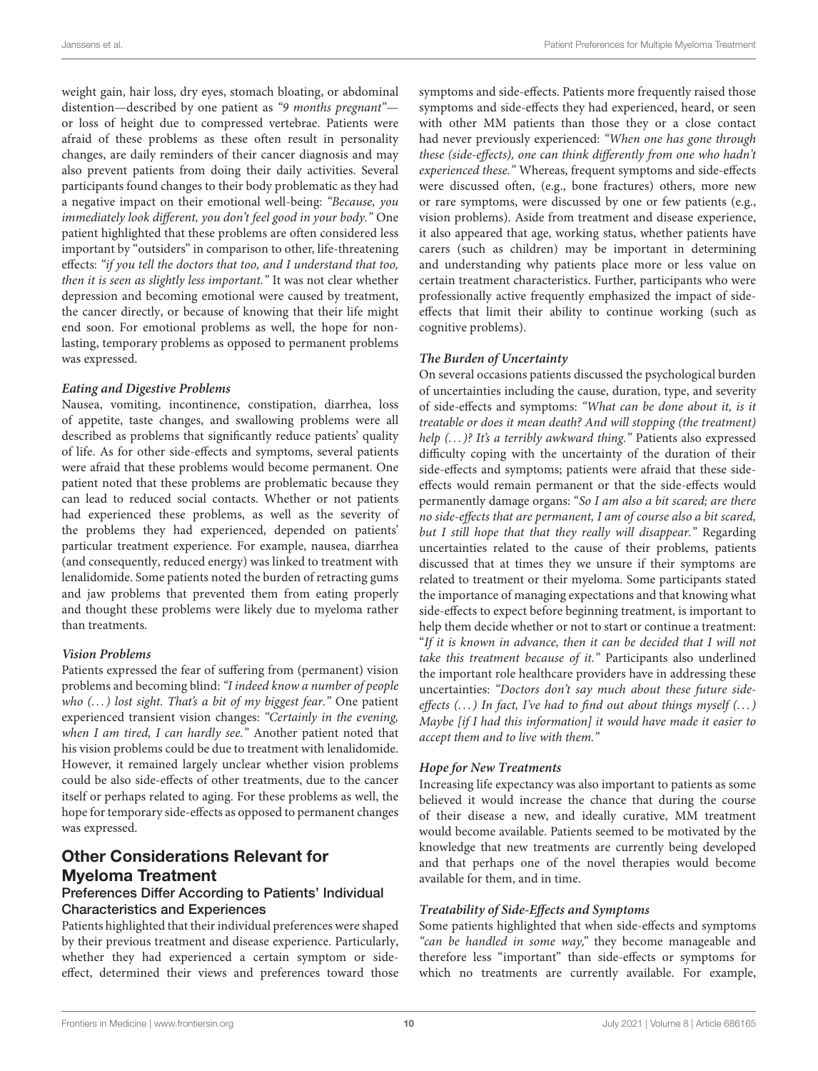weight gain, hair loss, dry eyes, stomach bloating, or abdominal distention—described by one patient as *"9 months pregnant"*—or loss of height due to compressed vertebrae. Patients were afraid of these problems as these often result in personality changes, are daily reminders of their cancer diagnosis and may also prevent patients from doing their daily activities. Several participants found changes to their body problematic as they had a negative impact on their emotional well-being: *"Because, you immediately look different, you don't feel good in your body."* One patient highlighted that these problems are often considered less important by "outsiders" in comparison to other, life-threatening effects: *"if you tell the doctors that too, and I understand that too, then it is seen as slightly less important."* It was not clear whether depression and becoming emotional were caused by treatment, the cancer directly, or because of knowing that their life might end soon. For emotional problems as well, the hope for non-lasting, temporary problems as opposed to permanent problems was expressed.

#### *Eating and Digestive Problems*

Nausea, vomiting, incontinence, constipation, diarrhea, loss of appetite, taste changes, and swallowing problems were all described as problems that significantly reduce patients' quality of life. As for other side-effects and symptoms, several patients were afraid that these problems would become permanent. One patient noted that these problems are problematic because they can lead to reduced social contacts. Whether or not patients had experienced these problems, as well as the severity of the problems they had experienced, depended on patients' particular treatment experience. For example, nausea, diarrhea (and consequently, reduced energy) was linked to treatment with lenalidomide. Some patients noted the burden of retracting gums and jaw problems that prevented them from eating properly and thought these problems were likely due to myeloma rather than treatments.

#### *Vision Problems*

Patients expressed the fear of suffering from (permanent) vision problems and becoming blind: *"I indeed know a number of people who (...) lost sight. That's a bit of my biggest fear."* One patient experienced transient vision changes: *"Certainly in the evening, when I am tired, I can hardly see."* Another patient noted that his vision problems could be due to treatment with lenalidomide. However, it remained largely unclear whether vision problems could be also side-effects of other treatments, due to the cancer itself or perhaps related to aging. For these problems as well, the hope for temporary side-effects as opposed to permanent changes was expressed.

## Other Considerations Relevant for Myeloma Treatment

### Preferences Differ According to Patients' Individual Characteristics and Experiences

Patients highlighted that their individual preferences were shaped by their previous treatment and disease experience. Particularly, whether they had experienced a certain symptom or side-effect, determined their views and preferences toward those symptoms and side-effects. Patients more frequently raised those symptoms and side-effects they had experienced, heard, or seen with other MM patients than those they or a close contact had never previously experienced: *"When one has gone through these (side-effects), one can think differently from one who hadn't experienced these."* Whereas, frequent symptoms and side-effects were discussed often, (e.g., bone fractures) others, more new or rare symptoms, were discussed by one or few patients (e.g., vision problems). Aside from treatment and disease experience, it also appeared that age, working status, whether patients have carers (such as children) may be important in determining and understanding why patients place more or less value on certain treatment characteristics. Further, participants who were professionally active frequently emphasized the impact of side-effects that limit their ability to continue working (such as cognitive problems).

#### *The Burden of Uncertainty*

On several occasions patients discussed the psychological burden of uncertainties including the cause, duration, type, and severity of side-effects and symptoms: *"What can be done about it, is it treatable or does it mean death? And will stopping (the treatment) help (...)? It's a terribly awkward thing."* Patients also expressed difficulty coping with the uncertainty of the duration of their side-effects and symptoms; patients were afraid that these side-effects would remain permanent or that the side-effects would permanently damage organs: "*So I am also a bit scared; are there no side-effects that are permanent, I am of course also a bit scared, but I still hope that that they really will disappear."* Regarding uncertainties related to the cause of their problems, patients discussed that at times they we unsure if their symptoms are related to treatment or their myeloma. Some participants stated the importance of managing expectations and that knowing what side-effects to expect before beginning treatment, is important to help them decide whether or not to start or continue a treatment: "*If it is known in advance, then it can be decided that I will not take this treatment because of it."* Participants also underlined the important role healthcare providers have in addressing these uncertainties: *"Doctors don't say much about these future side-effects (...) In fact, I've had to find out about things myself (...) Maybe [if I had this information] it would have made it easier to accept them and to live with them."*

#### *Hope for New Treatments*

Increasing life expectancy was also important to patients as some believed it would increase the chance that during the course of their disease a new, and ideally curative, MM treatment would become available. Patients seemed to be motivated by the knowledge that new treatments are currently being developed and that perhaps one of the novel therapies would become available for them, and in time.

#### *Treatability of Side-Effects and Symptoms*

Some patients highlighted that when side-effects and symptoms *"can be handled in some way,"* they become manageable and therefore less "important" than side-effects or symptoms for which no treatments are currently available. For example,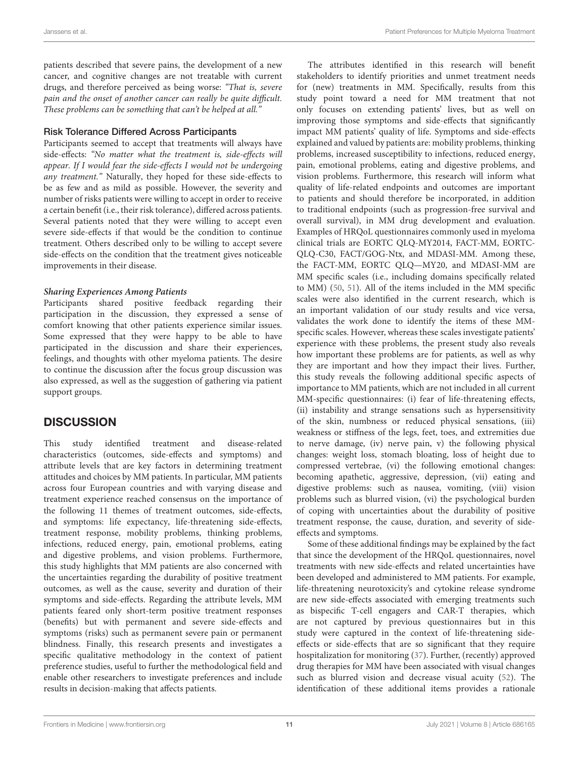patients described that severe pains, the development of a new cancer, and cognitive changes are not treatable with current drugs, and therefore perceived as being worse: *"That is, severe pain and the onset of another cancer can really be quite difficult. These problems can be something that can't be helped at all."*

### Risk Tolerance Differed Across Participants

Participants seemed to accept that treatments will always have side-effects: *"No matter what the treatment is, side-effects will appear. If I would fear the side-effects I would not be undergoing any treatment."* Naturally, they hoped for these side-effects to be as few and as mild as possible. However, the severity and number of risks patients were willing to accept in order to receive a certain benefit (i.e., their risk tolerance), differed across patients. Several patients noted that they were willing to accept even severe side-effects if that would be the condition to continue treatment. Others described only to be willing to accept severe side-effects on the condition that the treatment gives noticeable improvements in their disease.

#### *Sharing Experiences Among Patients*

Participants shared positive feedback regarding their participation in the discussion, they expressed a sense of comfort knowing that other patients experience similar issues. Some expressed that they were happy to be able to have participated in the discussion and share their experiences, feelings, and thoughts with other myeloma patients. The desire to continue the discussion after the focus group discussion was also expressed, as well as the suggestion of gathering via patient support groups.

## DISCUSSION

This study identified treatment and disease-related characteristics (outcomes, side-effects and symptoms) and attribute levels that are key factors in determining treatment attitudes and choices by MM patients. In particular, MM patients across four European countries and with varying disease and treatment experience reached consensus on the importance of the following 11 themes of treatment outcomes, side-effects, and symptoms: life expectancy, life-threatening side-effects, treatment response, mobility problems, thinking problems, infections, reduced energy, pain, emotional problems, eating and digestive problems, and vision problems. Furthermore, this study highlights that MM patients are also concerned with the uncertainties regarding the durability of positive treatment outcomes, as well as the cause, severity and duration of their symptoms and side-effects. Regarding the attribute levels, MM patients feared only short-term positive treatment responses (benefits) but with permanent and severe side-effects and symptoms (risks) such as permanent severe pain or permanent blindness. Finally, this research presents and investigates a specific qualitative methodology in the context of patient preference studies, useful to further the methodological field and enable other researchers to investigate preferences and include results in decision-making that affects patients.

The attributes identified in this research will benefit stakeholders to identify priorities and unmet treatment needs for (new) treatments in MM. Specifically, results from this study point toward a need for MM treatment that not only focuses on extending patients' lives, but as well on improving those symptoms and side-effects that significantly impact MM patients' quality of life. Symptoms and side-effects explained and valued by patients are: mobility problems, thinking problems, increased susceptibility to infections, reduced energy, pain, emotional problems, eating and digestive problems, and vision problems. Furthermore, this research will inform what quality of life-related endpoints and outcomes are important to patients and should therefore be incorporated, in addition to traditional endpoints (such as progression-free survival and overall survival), in MM drug development and evaluation. Examples of HRQoL questionnaires commonly used in myeloma clinical trials are EORTC QLQ-MY2014, FACT-MM, EORTC-QLQ-C30, FACT/GOG-Ntx, and MDASI-MM. Among these, the FACT-MM, EORTC QLQ—MY20, and MDASI-MM are MM specific scales (i.e., including domains specifically related to MM) (50, 51). All of the items included in the MM specific scales were also identified in the current research, which is an important validation of our study results and vice versa, validates the work done to identify the items of these MM-specific scales. However, whereas these scales investigate patients' experience with these problems, the present study also reveals how important these problems are for patients, as well as why they are important and how they impact their lives. Further, this study reveals the following additional specific aspects of importance to MM patients, which are not included in all current MM-specific questionnaires: (i) fear of life-threatening effects, (ii) instability and strange sensations such as hypersensitivity of the skin, numbness or reduced physical sensations, (iii) weakness or stiffness of the legs, feet, toes, and extremities due to nerve damage, (iv) nerve pain, v) the following physical changes: weight loss, stomach bloating, loss of height due to compressed vertebrae, (vi) the following emotional changes: becoming apathetic, aggressive, depression, (vii) eating and digestive problems: such as nausea, vomiting, (viii) vision problems such as blurred vision, (vi) the psychological burden of coping with uncertainties about the durability of positive treatment response, the cause, duration, and severity of side-effects and symptoms.

Some of these additional findings may be explained by the fact that since the development of the HRQoL questionnaires, novel treatments with new side-effects and related uncertainties have been developed and administered to MM patients. For example, life-threatening neurotoxicity's and cytokine release syndrome are new side-effects associated with emerging treatments such as bispecific T-cell engagers and CAR-T therapies, which are not captured by previous questionnaires but in this study were captured in the context of life-threatening side-effects or side-effects that are so significant that they require hospitalization for monitoring (37). Further, (recently) approved drug therapies for MM have been associated with visual changes such as blurred vision and decrease visual acuity (52). The identification of these additional items provides a rationale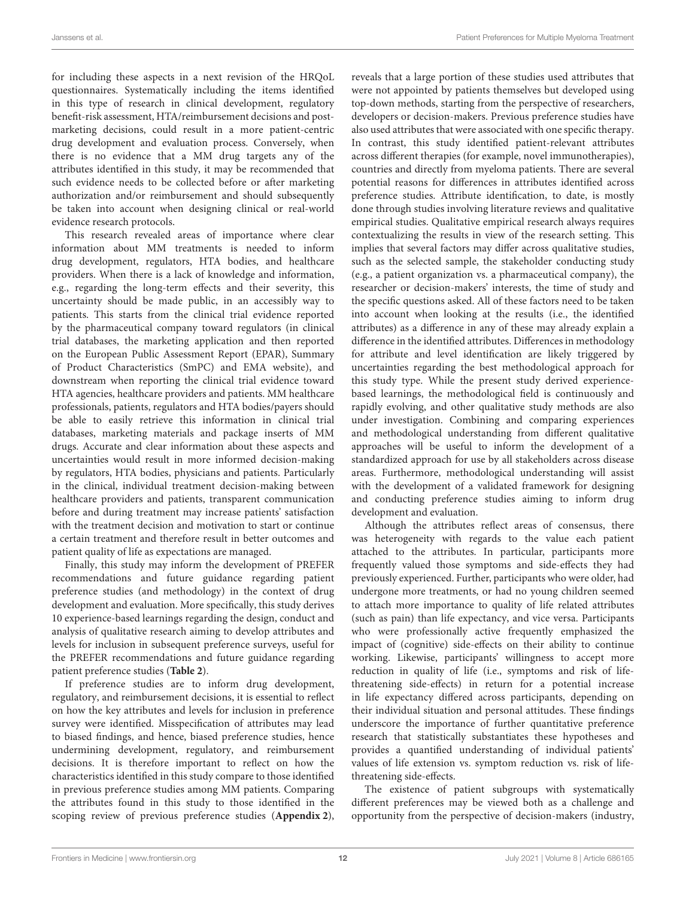for including these aspects in a next revision of the HRQoL questionnaires. Systematically including the items identified in this type of research in clinical development, regulatory benefit-risk assessment, HTA/reimbursement decisions and post-marketing decisions, could result in a more patient-centric drug development and evaluation process. Conversely, when there is no evidence that a MM drug targets any of the attributes identified in this study, it may be recommended that such evidence needs to be collected before or after marketing authorization and/or reimbursement and should subsequently be taken into account when designing clinical or real-world evidence research protocols.

This research revealed areas of importance where clear information about MM treatments is needed to inform drug development, regulators, HTA bodies, and healthcare providers. When there is a lack of knowledge and information, e.g., regarding the long-term effects and their severity, this uncertainty should be made public, in an accessibly way to patients. This starts from the clinical trial evidence reported by the pharmaceutical company toward regulators (in clinical trial databases, the marketing application and then reported on the European Public Assessment Report (EPAR), Summary of Product Characteristics (SmPC) and EMA website), and downstream when reporting the clinical trial evidence toward HTA agencies, healthcare providers and patients. MM healthcare professionals, patients, regulators and HTA bodies/payers should be able to easily retrieve this information in clinical trial databases, marketing materials and package inserts of MM drugs. Accurate and clear information about these aspects and uncertainties would result in more informed decision-making by regulators, HTA bodies, physicians and patients. Particularly in the clinical, individual treatment decision-making between healthcare providers and patients, transparent communication before and during treatment may increase patients' satisfaction with the treatment decision and motivation to start or continue a certain treatment and therefore result in better outcomes and patient quality of life as expectations are managed.

Finally, this study may inform the development of PREFER recommendations and future guidance regarding patient preference studies (and methodology) in the context of drug development and evaluation. More specifically, this study derives 10 experience-based learnings regarding the design, conduct and analysis of qualitative research aiming to develop attributes and levels for inclusion in subsequent preference surveys, useful for the PREFER recommendations and future guidance regarding patient preference studies (**Table 2**).

If preference studies are to inform drug development, regulatory, and reimbursement decisions, it is essential to reflect on how the key attributes and levels for inclusion in preference survey were identified. Misspecification of attributes may lead to biased findings, and hence, biased preference studies, hence undermining development, regulatory, and reimbursement decisions. It is therefore important to reflect on how the characteristics identified in this study compare to those identified in previous preference studies among MM patients. Comparing the attributes found in this study to those identified in the scoping review of previous preference studies (**Appendix 2**), reveals that a large portion of these studies used attributes that were not appointed by patients themselves but developed using top-down methods, starting from the perspective of researchers, developers or decision-makers. Previous preference studies have also used attributes that were associated with one specific therapy. In contrast, this study identified patient-relevant attributes across different therapies (for example, novel immunotherapies), countries and directly from myeloma patients. There are several potential reasons for differences in attributes identified across preference studies. Attribute identification, to date, is mostly done through studies involving literature reviews and qualitative empirical studies. Qualitative empirical research always requires contextualizing the results in view of the research setting. This implies that several factors may differ across qualitative studies, such as the selected sample, the stakeholder conducting study (e.g., a patient organization vs. a pharmaceutical company), the researcher or decision-makers' interests, the time of study and the specific questions asked. All of these factors need to be taken into account when looking at the results (i.e., the identified attributes) as a difference in any of these may already explain a difference in the identified attributes. Differences in methodology for attribute and level identification are likely triggered by uncertainties regarding the best methodological approach for this study type. While the present study derived experience-based learnings, the methodological field is continuously and rapidly evolving, and other qualitative study methods are also under investigation. Combining and comparing experiences and methodological understanding from different qualitative approaches will be useful to inform the development of a standardized approach for use by all stakeholders across disease areas. Furthermore, methodological understanding will assist with the development of a validated framework for designing and conducting preference studies aiming to inform drug development and evaluation.

Although the attributes reflect areas of consensus, there was heterogeneity with regards to the value each patient attached to the attributes. In particular, participants more frequently valued those symptoms and side-effects they had previously experienced. Further, participants who were older, had undergone more treatments, or had no young children seemed to attach more importance to quality of life related attributes (such as pain) than life expectancy, and vice versa. Participants who were professionally active frequently emphasized the impact of (cognitive) side-effects on their ability to continue working. Likewise, participants' willingness to accept more reduction in quality of life (i.e., symptoms and risk of life-threatening side-effects) in return for a potential increase in life expectancy differed across participants, depending on their individual situation and personal attitudes. These findings underscore the importance of further quantitative preference research that statistically substantiates these hypotheses and provides a quantified understanding of individual patients' values of life extension vs. symptom reduction vs. risk of life-threatening side-effects.

The existence of patient subgroups with systematically different preferences may be viewed both as a challenge and opportunity from the perspective of decision-makers (industry,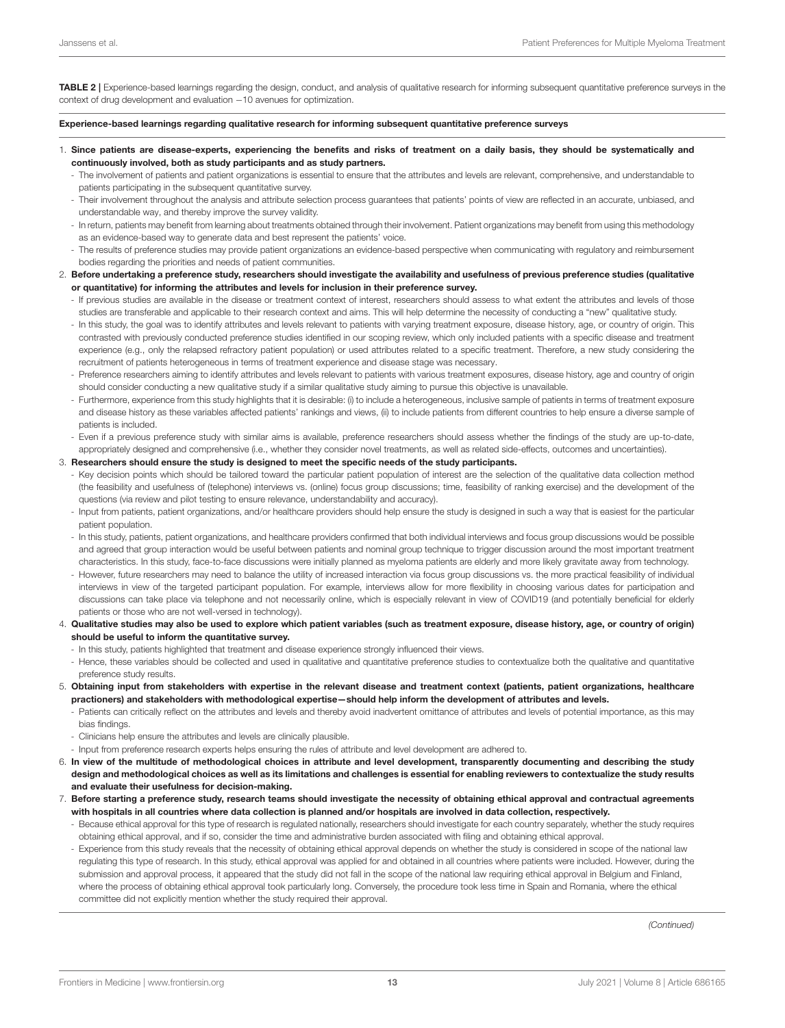**TABLE 2 |** Experience-based learnings regarding the design, conduct, and analysis of qualitative research for informing subsequent quantitative preference surveys in the context of drug development and evaluation –10 avenues for optimization.

**Experience-based learnings regarding qualitative research for informing subsequent quantitative preference surveys**

1. **Since patients are disease-experts, experiencing the benefits and risks of treatment on a daily basis, they should be systematically and continuously involved, both as study participants and as study partners.**
   - The involvement of patients and patient organizations is essential to ensure that the attributes and levels are relevant, comprehensive, and understandable to patients participating in the subsequent quantitative survey.
   - Their involvement throughout the analysis and attribute selection process guarantees that patients' points of view are reflected in an accurate, unbiased, and understandable way, and thereby improve the survey validity.
   - In return, patients may benefit from learning about treatments obtained through their involvement. Patient organizations may benefit from using this methodology as an evidence-based way to generate data and best represent the patients' voice.
   - The results of preference studies may provide patient organizations an evidence-based perspective when communicating with regulatory and reimbursement bodies regarding the priorities and needs of patient communities.
2. **Before undertaking a preference study, researchers should investigate the availability and usefulness of previous preference studies (qualitative or quantitative) for informing the attributes and levels for inclusion in their preference survey.**
   - If previous studies are available in the disease or treatment context of interest, researchers should assess to what extent the attributes and levels of those studies are transferable and applicable to their research context and aims. This will help determine the necessity of conducting a "new" qualitative study.
   - In this study, the goal was to identify attributes and levels relevant to patients with varying treatment exposure, disease history, age, or country of origin. This contrasted with previously conducted preference studies identified in our scoping review, which only included patients with a specific disease and treatment experience (e.g., only the relapsed refractory patient population) or used attributes related to a specific treatment. Therefore, a new study considering the recruitment of patients heterogeneous in terms of treatment experience and disease stage was necessary.
   - Preference researchers aiming to identify attributes and levels relevant to patients with various treatment exposures, disease history, age and country of origin should consider conducting a new qualitative study if a similar qualitative study aiming to pursue this objective is unavailable.
   - Furthermore, experience from this study highlights that it is desirable: (i) to include a heterogeneous, inclusive sample of patients in terms of treatment exposure and disease history as these variables affected patients' rankings and views, (ii) to include patients from different countries to help ensure a diverse sample of patients is included.
   - Even if a previous preference study with similar aims is available, preference researchers should assess whether the findings of the study are up-to-date, appropriately designed and comprehensive (i.e., whether they consider novel treatments, as well as related side-effects, outcomes and uncertainties).
3. **Researchers should ensure the study is designed to meet the specific needs of the study participants.**
   - Key decision points which should be tailored toward the particular patient population of interest are the selection of the qualitative data collection method (the feasibility and usefulness of (telephone) interviews vs. (online) focus group discussions; time, feasibility of ranking exercise) and the development of the questions (via review and pilot testing to ensure relevance, understandability and accuracy).
   - Input from patients, patient organizations, and/or healthcare providers should help ensure the study is designed in such a way that is easiest for the particular patient population.
   - In this study, patients, patient organizations, and healthcare providers confirmed that both individual interviews and focus group discussions would be possible and agreed that group interaction would be useful between patients and nominal group technique to trigger discussion around the most important treatment characteristics. In this study, face-to-face discussions were initially planned as myeloma patients are elderly and more likely gravitate away from technology.
   - However, future researchers may need to balance the utility of increased interaction via focus group discussions vs. the more practical feasibility of individual interviews in view of the targeted participant population. For example, interviews allow for more flexibility in choosing various dates for participation and discussions can take place via telephone and not necessarily online, which is especially relevant in view of COVID19 (and potentially beneficial for elderly patients or those who are not well-versed in technology).
4. **Qualitative studies may also be used to explore which patient variables (such as treatment exposure, disease history, age, or country of origin) should be useful to inform the quantitative survey.**
   - In this study, patients highlighted that treatment and disease experience strongly influenced their views.
   - Hence, these variables should be collected and used in qualitative and quantitative preference studies to contextualize both the qualitative and quantitative preference study results.
5. **Obtaining input from stakeholders with expertise in the relevant disease and treatment context (patients, patient organizations, healthcare practioners) and stakeholders with methodological expertise—should help inform the development of attributes and levels.**
   - Patients can critically reflect on the attributes and levels and thereby avoid inadvertent omittance of attributes and levels of potential importance, as this may bias findings.
   - Clinicians help ensure the attributes and levels are clinically plausible.
   - Input from preference research experts helps ensuring the rules of attribute and level development are adhered to.
6. **In view of the multitude of methodological choices in attribute and level development, transparently documenting and describing the study design and methodological choices as well as its limitations and challenges is essential for enabling reviewers to contextualize the study results and evaluate their usefulness for decision-making.**
7. **Before starting a preference study, research teams should investigate the necessity of obtaining ethical approval and contractual agreements with hospitals in all countries where data collection is planned and/or hospitals are involved in data collection, respectively.**
   - Because ethical approval for this type of research is regulated nationally, researchers should investigate for each country separately, whether the study requires obtaining ethical approval, and if so, consider the time and administrative burden associated with filing and obtaining ethical approval.
   - Experience from this study reveals that the necessity of obtaining ethical approval depends on whether the study is considered in scope of the national law regulating this type of research. In this study, ethical approval was applied for and obtained in all countries where patients were included. However, during the submission and approval process, it appeared that the study did not fall in the scope of the national law requiring ethical approval in Belgium and Finland, where the process of obtaining ethical approval took particularly long. Conversely, the procedure took less time in Spain and Romania, where the ethical committee did not explicitly mention whether the study required their approval.

*(Continued)*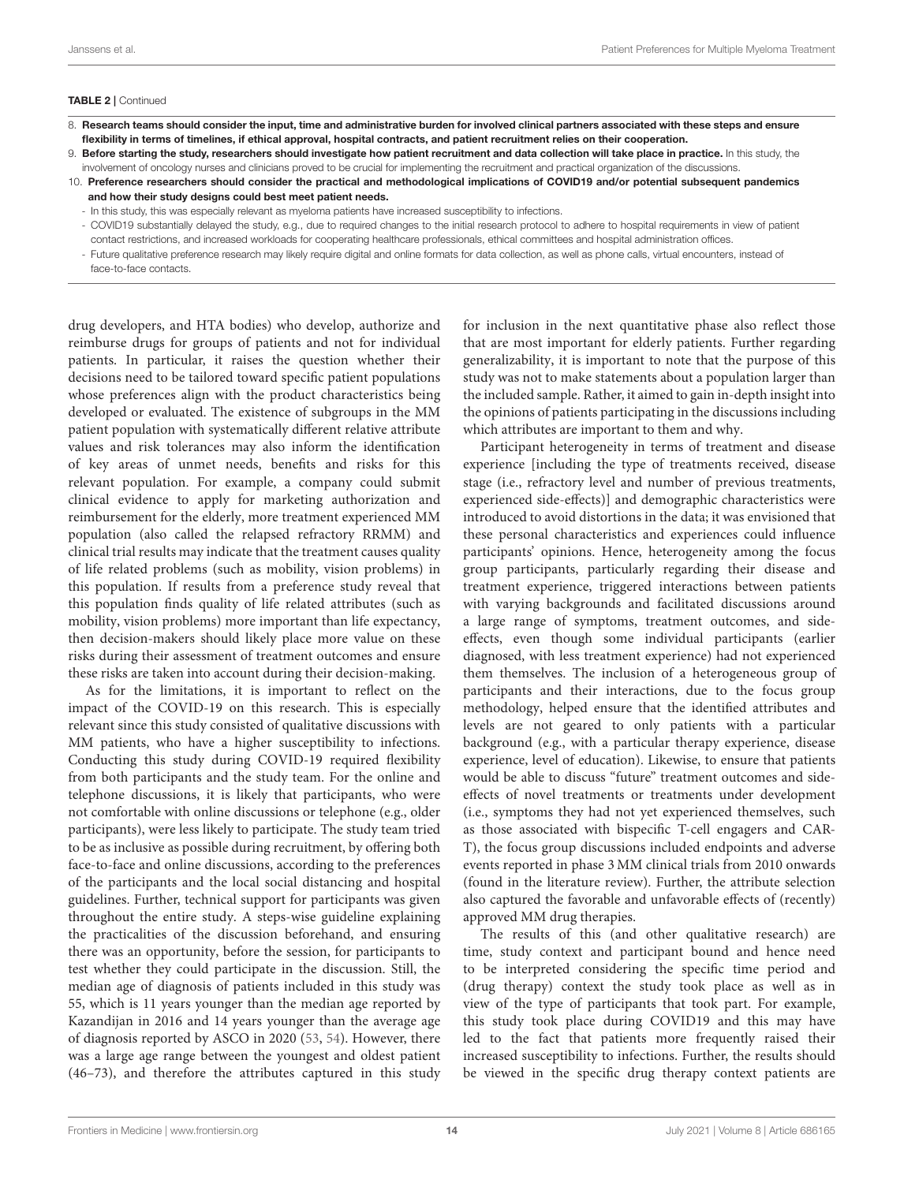**TABLE 2** | Continued

8. **Research teams should consider the input, time and administrative burden for involved clinical partners associated with these steps and ensure flexibility in terms of timelines, if ethical approval, hospital contracts, and patient recruitment relies on their cooperation.**
9. **Before starting the study, researchers should investigate how patient recruitment and data collection will take place in practice.** In this study, the involvement of oncology nurses and clinicians proved to be crucial for implementing the recruitment and practical organization of the discussions.
10. **Preference researchers should consider the practical and methodological implications of COVID19 and/or potential subsequent pandemics and how their study designs could best meet patient needs.**
    - In this study, this was especially relevant as myeloma patients have increased susceptibility to infections.
    - COVID19 substantially delayed the study, e.g., due to required changes to the initial research protocol to adhere to hospital requirements in view of patient contact restrictions, and increased workloads for cooperating healthcare professionals, ethical committees and hospital administration offices.
    - Future qualitative preference research may likely require digital and online formats for data collection, as well as phone calls, virtual encounters, instead of face-to-face contacts.

drug developers, and HTA bodies) who develop, authorize and reimburse drugs for groups of patients and not for individual patients. In particular, it raises the question whether their decisions need to be tailored toward specific patient populations whose preferences align with the product characteristics being developed or evaluated. The existence of subgroups in the MM patient population with systematically different relative attribute values and risk tolerances may also inform the identification of key areas of unmet needs, benefits and risks for this relevant population. For example, a company could submit clinical evidence to apply for marketing authorization and reimbursement for the elderly, more treatment experienced MM population (also called the relapsed refractory RRMM) and clinical trial results may indicate that the treatment causes quality of life related problems (such as mobility, vision problems) in this population. If results from a preference study reveal that this population finds quality of life related attributes (such as mobility, vision problems) more important than life expectancy, then decision-makers should likely place more value on these risks during their assessment of treatment outcomes and ensure these risks are taken into account during their decision-making.

As for the limitations, it is important to reflect on the impact of the COVID-19 on this research. This is especially relevant since this study consisted of qualitative discussions with MM patients, who have a higher susceptibility to infections. Conducting this study during COVID-19 required flexibility from both participants and the study team. For the online and telephone discussions, it is likely that participants, who were not comfortable with online discussions or telephone (e.g., older participants), were less likely to participate. The study team tried to be as inclusive as possible during recruitment, by offering both face-to-face and online discussions, according to the preferences of the participants and the local social distancing and hospital guidelines. Further, technical support for participants was given throughout the entire study. A steps-wise guideline explaining the practicalities of the discussion beforehand, and ensuring there was an opportunity, before the session, for participants to test whether they could participate in the discussion. Still, the median age of diagnosis of patients included in this study was 55, which is 11 years younger than the median age reported by Kazandijan in 2016 and 14 years younger than the average age of diagnosis reported by ASCO in 2020 (53, 54). However, there was a large age range between the youngest and oldest patient (46–73), and therefore the attributes captured in this study for inclusion in the next quantitative phase also reflect those that are most important for elderly patients. Further regarding generalizability, it is important to note that the purpose of this study was not to make statements about a population larger than the included sample. Rather, it aimed to gain in-depth insight into the opinions of patients participating in the discussions including which attributes are important to them and why.

Participant heterogeneity in terms of treatment and disease experience [including the type of treatments received, disease stage (i.e., refractory level and number of previous treatments, experienced side-effects)] and demographic characteristics were introduced to avoid distortions in the data; it was envisioned that these personal characteristics and experiences could influence participants' opinions. Hence, heterogeneity among the focus group participants, particularly regarding their disease and treatment experience, triggered interactions between patients with varying backgrounds and facilitated discussions around a large range of symptoms, treatment outcomes, and side-effects, even though some individual participants (earlier diagnosed, with less treatment experience) had not experienced them themselves. The inclusion of a heterogeneous group of participants and their interactions, due to the focus group methodology, helped ensure that the identified attributes and levels are not geared to only patients with a particular background (e.g., with a particular therapy experience, disease experience, level of education). Likewise, to ensure that patients would be able to discuss "future" treatment outcomes and side-effects of novel treatments or treatments under development (i.e., symptoms they had not yet experienced themselves, such as those associated with bispecific T-cell engagers and CAR-T), the focus group discussions included endpoints and adverse events reported in phase 3 MM clinical trials from 2010 onwards (found in the literature review). Further, the attribute selection also captured the favorable and unfavorable effects of (recently) approved MM drug therapies.

The results of this (and other qualitative research) are time, study context and participant bound and hence need to be interpreted considering the specific time period and (drug therapy) context the study took place as well as in view of the type of participants that took part. For example, this study took place during COVID19 and this may have led to the fact that patients more frequently raised their increased susceptibility to infections. Further, the results should be viewed in the specific drug therapy context patients are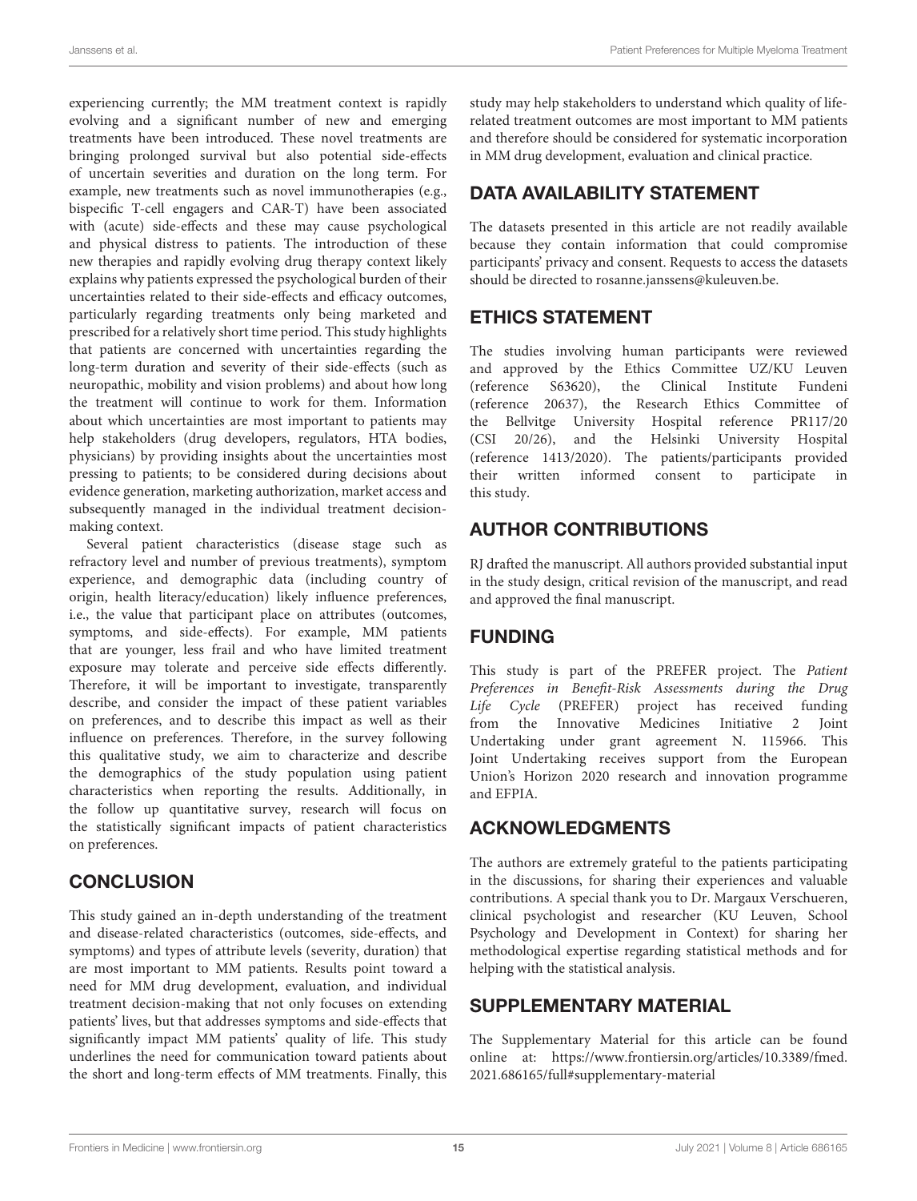experiencing currently; the MM treatment context is rapidly evolving and a significant number of new and emerging treatments have been introduced. These novel treatments are bringing prolonged survival but also potential side-effects of uncertain severities and duration on the long term. For example, new treatments such as novel immunotherapies (e.g., bispecific T-cell engagers and CAR-T) have been associated with (acute) side-effects and these may cause psychological and physical distress to patients. The introduction of these new therapies and rapidly evolving drug therapy context likely explains why patients expressed the psychological burden of their uncertainties related to their side-effects and efficacy outcomes, particularly regarding treatments only being marketed and prescribed for a relatively short time period. This study highlights that patients are concerned with uncertainties regarding the long-term duration and severity of their side-effects (such as neuropathic, mobility and vision problems) and about how long the treatment will continue to work for them. Information about which uncertainties are most important to patients may help stakeholders (drug developers, regulators, HTA bodies, physicians) by providing insights about the uncertainties most pressing to patients; to be considered during decisions about evidence generation, marketing authorization, market access and subsequently managed in the individual treatment decision-making context.

Several patient characteristics (disease stage such as refractory level and number of previous treatments), symptom experience, and demographic data (including country of origin, health literacy/education) likely influence preferences, i.e., the value that participant place on attributes (outcomes, symptoms, and side-effects). For example, MM patients that are younger, less frail and who have limited treatment exposure may tolerate and perceive side effects differently. Therefore, it will be important to investigate, transparently describe, and consider the impact of these patient variables on preferences, and to describe this impact as well as their influence on preferences. Therefore, in the survey following this qualitative study, we aim to characterize and describe the demographics of the study population using patient characteristics when reporting the results. Additionally, in the follow up quantitative survey, research will focus on the statistically significant impacts of patient characteristics on preferences.

## CONCLUSION

This study gained an in-depth understanding of the treatment and disease-related characteristics (outcomes, side-effects, and symptoms) and types of attribute levels (severity, duration) that are most important to MM patients. Results point toward a need for MM drug development, evaluation, and individual treatment decision-making that not only focuses on extending patients' lives, but that addresses symptoms and side-effects that significantly impact MM patients' quality of life. This study underlines the need for communication toward patients about the short and long-term effects of MM treatments. Finally, this study may help stakeholders to understand which quality of life-related treatment outcomes are most important to MM patients and therefore should be considered for systematic incorporation in MM drug development, evaluation and clinical practice.

## DATA AVAILABILITY STATEMENT

The datasets presented in this article are not readily available because they contain information that could compromise participants' privacy and consent. Requests to access the datasets should be directed to rosanne.janssens@kuleuven.be.

## ETHICS STATEMENT

The studies involving human participants were reviewed and approved by the Ethics Committee UZ/KU Leuven (reference S63620), the Clinical Institute Fundeni (reference 20637), the Research Ethics Committee of the Bellvitge University Hospital reference PR117/20 (CSI 20/26), and the Helsinki University Hospital (reference 1413/2020). The patients/participants provided their written informed consent to participate in this study.

## AUTHOR CONTRIBUTIONS

RJ drafted the manuscript. All authors provided substantial input in the study design, critical revision of the manuscript, and read and approved the final manuscript.

## FUNDING

This study is part of the PREFER project. The *Patient Preferences in Benefit-Risk Assessments during the Drug Life Cycle* (PREFER) project has received funding from the Innovative Medicines Initiative 2 Joint Undertaking under grant agreement N. 115966. This Joint Undertaking receives support from the European Union's Horizon 2020 research and innovation programme and EFPIA.

## ACKNOWLEDGMENTS

The authors are extremely grateful to the patients participating in the discussions, for sharing their experiences and valuable contributions. A special thank you to Dr. Margaux Verschueren, clinical psychologist and researcher (KU Leuven, School Psychology and Development in Context) for sharing her methodological expertise regarding statistical methods and for helping with the statistical analysis.

## SUPPLEMENTARY MATERIAL

The Supplementary Material for this article can be found online at: https://www.frontiersin.org/articles/10.3389/fmed.2021.686165/full#supplementary-material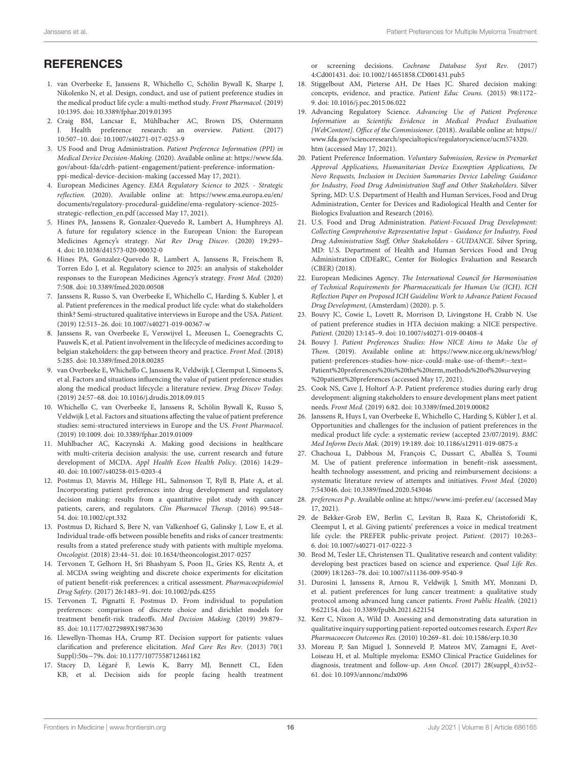## REFERENCES

1. van Overbeeke E, Janssens R, Whichello C, Schölin Bywall K, Sharpe J, Nikolenko N, et al. Design, conduct, and use of patient preference studies in the medical product life cycle: a multi-method study. *Front Pharmacol.* (2019) 10:1395. doi: 10.3389/fphar.2019.01395
2. Craig BM, Lancsar E, Mühlbacher AC, Brown DS, Ostermann J. Health preference research: an overview. *Patient.* (2017) 10:507–10. doi: 10.1007/s40271-017-0253-9
3. US Food and Drug Administration. *Patient Preference Information (PPI) in Medical Device Decision-Making.* (2020). Available online at: https://www.fda.gov/about-fda/cdrh-patient-engagement/patient-preference-information-ppi-medical-device-decision-making (accessed May 17, 2021).
4. European Medicines Agency. *EMA Regulatory Science to 2025. - Strategic reflection.* (2020). Available online at: https://www.ema.europa.eu/en/documents/regulatory-procedural-guideline/ema-regulatory-science-2025-strategic-reflection_en.pdf (accessed May 17, 2021).
5. Hines PA, Janssens R, Gonzalez-Quevedo R, Lambert A, Humphreys AJ. A future for regulatory science in the European Union: the European Medicines Agency's strategy. *Nat Rev Drug Discov.* (2020) 19:293–4. doi: 10.1038/d41573-020-00032-0
6. Hines PA, Gonzalez-Quevedo R, Lambert A, Janssens R, Freischem B, Torren Edo J, et al. Regulatory science to 2025: an analysis of stakeholder responses to the European Medicines Agency's strategy. *Front Med.* (2020) 7:508. doi: 10.3389/fmed.2020.00508
7. Janssens R, Russo S, van Overbeeke E, Whichello C, Harding S, Kubler J, et al. Patient preferences in the medical product life cycle: what do stakeholders think? Semi-structured qualitative interviews in Europe and the USA. *Patient.* (2019) 12:513–26. doi: 10.1007/s40271-019-00367-w
8. Janssens R, van Overbeeke E, Verswijvel L, Meeusen L, Coenegrachts C, Pauwels K, et al. Patient involvement in the lifecycle of medicines according to belgian stakeholders: the gap between theory and practice. *Front Med.* (2018) 5:285. doi: 10.3389/fmed.2018.00285
9. van Overbeeke E, Whichello C, Janssens R, Veldwijk J, Cleemput I, Simoens S, et al. Factors and situations influencing the value of patient preference studies along the medical product lifecycle: a literature review. *Drug Discov Today.* (2019) 24:57–68. doi: 10.1016/j.drudis.2018.09.015
10. Whichello C, van Overbeeke E, Janssens R, Schölin Bywall K, Russo S, Veldwijk J, et al. Factors and situations affecting the value of patient preference studies: semi-structured interviews in Europe and the US. *Front Pharmacol.* (2019) 10:1009. doi: 10.3389/fphar.2019.01009
11. Muhlbacher AC, Kaczynski A. Making good decisions in healthcare with multi-criteria decision analysis: the use, current research and future development of MCDA. *Appl Health Econ Health Policy.* (2016) 14:29–40. doi: 10.1007/s40258-015-0203-4
12. Postmus D, Mavris M, Hillege HL, Salmonson T, Ryll B, Plate A, et al. Incorporating patient preferences into drug development and regulatory decision making: results from a quantitative pilot study with cancer patients, carers, and regulators. *Clin Pharmacol Therap.* (2016) 99:548–54. doi: 10.1002/cpt.332
13. Postmus D, Richard S, Bere N, van Valkenhoef G, Galinsky J, Low E, et al. Individual trade-offs between possible benefits and risks of cancer treatments: results from a stated preference study with patients with multiple myeloma. *Oncologist.* (2018) 23:44–51. doi: 10.1634/theoncologist.2017-0257
14. Tervonen T, Gelhorn H, Sri Bhashyam S, Poon JL, Gries KS, Rentz A, et al. MCDA swing weighting and discrete choice experiments for elicitation of patient benefit-risk preferences: a critical assessment. *Pharmacoepidemiol Drug Safety.* (2017) 26:1483–91. doi: 10.1002/pds.4255
15. Tervonen T, Pignatti F, Postmus D. From individual to population preferences: comparison of discrete choice and dirichlet models for treatment benefit-risk tradeoffs. *Med Decision Making.* (2019) 39:879–85. doi: 10.1177/0272989X19873630
16. Llewellyn-Thomas HA, Crump RT. Decision support for patients: values clarification and preference elicitation. *Med Care Res Rev.* (2013) 70(1 Suppl):50s−79s. doi: 10.1177/1077558712461182
17. Stacey D, Légaré F, Lewis K, Barry MJ, Bennett CL, Eden KB, et al. Decision aids for people facing health treatment or screening decisions. *Cochrane Database Syst Rev.* (2017) 4:Cd001431. doi: 10.1002/14651858.CD001431.pub5
18. Stiggelbout AM, Pieterse AH, De Haes JC. Shared decision making: concepts, evidence, and practice. *Patient Educ Couns.* (2015) 98:1172–9. doi: 10.1016/j.pec.2015.06.022
19. Advancing Regulatory Science. *Advancing Use of Patient Preference Information as Scientific Evidence in Medical Product Evaluation [WebContent]. Office of the Commissioner.* (2018). Available online at: https://www.fda.gov/scienceresearch/specialtopics/regulatoryscience/ucm574320.htm (accessed May 17, 2021).
20. Patient Preference Information. *Voluntary Submission, Review in Premarket Approval Applications, Humanitarian Device Exemption Applications, De Novo Requests, Inclusion in Decision Summaries Device Labeling: Guidance for Industry, Food Drug Administration Staff and Other Stakeholders.* Silver Spring, MD: U.S. Department of Health and Human Services, Food and Drug Administration, Center for Devices and Radiological Health and Center for Biologics Evaluation and Research (2016).
21. U.S. Food and Drug Administration. *Patient-Focused Drug Development: Collecting Comprehensive Representative Input - Guidance for Industry, Food Drug Administration Staff, Other Stakeholders - GUIDANCE.* Silver Spring, MD: U.S. Department of Health and Human Services Food and Drug Administration CfDEaRC, Center for Biologics Evaluation and Research (CBER) (2018).
22. European Medicines Agency. *The International Council for Harmonisation of Technical Requirements for Pharmaceuticals for Human Use (ICH). ICH Reflection Paper on Proposed ICH Guideline Work to Advance Patient Focused Drug Development,* (Amsterdam) (2020). p. 5.
23. Bouvy JC, Cowie L, Lovett R, Morrison D, Livingstone H, Crabb N. Use of patient preference studies in HTA decision making: a NICE perspective. *Patient.* (2020) 13:145–9. doi: 10.1007/s40271-019-00408-4
24. Bouvy J. *Patient Preferences Studies: How NICE Aims to Make Use of Them.* (2019). Available online at: https://www.nice.org.uk/news/blog/patient-preferences-studies-how-nice-could-make-use-of-them#:~:text=Patient%20preferences%20is%20the%20term,methods%20of%20surveying%20patient%20preferences (accessed May 17, 2021).
25. Cook NS, Cave J, Holtorf A-P. Patient preference studies during early drug development: aligning stakeholders to ensure development plans meet patient needs. *Front Med.* (2019) 6:82. doi: 10.3389/fmed.2019.00082
26. Janssens R, Huys I, van Overbeeke E, Whichello C, Harding S, Kübler J, et al. Opportunities and challenges for the inclusion of patient preferences in the medical product life cycle: a systematic review (accepted 23/07/2019). *BMC Med Inform Decis Mak.* (2019) 19:189. doi: 10.1186/s12911-019-0875-z
27. Chachoua L, Dabbous M, François C, Dussart C, Aballéa S, Toumi M. Use of patient preference information in benefit–risk assessment, health technology assessment, and pricing and reimbursement decisions: a systematic literature review of attempts and initiatives. *Front Med.* (2020) 7:543046. doi: 10.3389/fmed.2020.543046
28. *preferences P-p.* Available online at: https://www.imi-prefer.eu/ (accessed May 17, 2021).
29. de Bekker-Grob EW, Berlin C, Levitan B, Raza K, Christoforidi K, Cleemput I, et al. Giving patients' preferences a voice in medical treatment life cycle: the PREFER public-private project. *Patient.* (2017) 10:263–6. doi: 10.1007/s40271-017-0222-3
30. Brod M, Tesler LE, Christensen TL. Qualitative research and content validity: developing best practices based on science and experience. *Qual Life Res.* (2009) 18:1263–78. doi: 10.1007/s11136-009-9540-9
31. Durosini I, Janssens R, Arnou R, Veldwijk J, Smith MY, Monzani D, et al. patient preferences for lung cancer treatment: a qualitative study protocol among advanced lung cancer patients. *Front Public Health.* (2021) 9:622154. doi: 10.3389/fpubh.2021.622154
32. Kerr C, Nixon A, Wild D. Assessing and demonstrating data saturation in qualitative inquiry supporting patient-reported outcomes research. *Expert Rev Pharmacoecon Outcomes Res.* (2010) 10:269–81. doi: 10.1586/erp.10.30
33. Moreau P, San Miguel J, Sonneveld P, Mateos MV, Zamagni E, Avet-Loiseau H, et al. Multiple myeloma: ESMO Clinical Practice Guidelines for diagnosis, treatment and follow-up. *Ann Oncol.* (2017) 28(suppl_4):iv52–61. doi: 10.1093/annonc/mdx096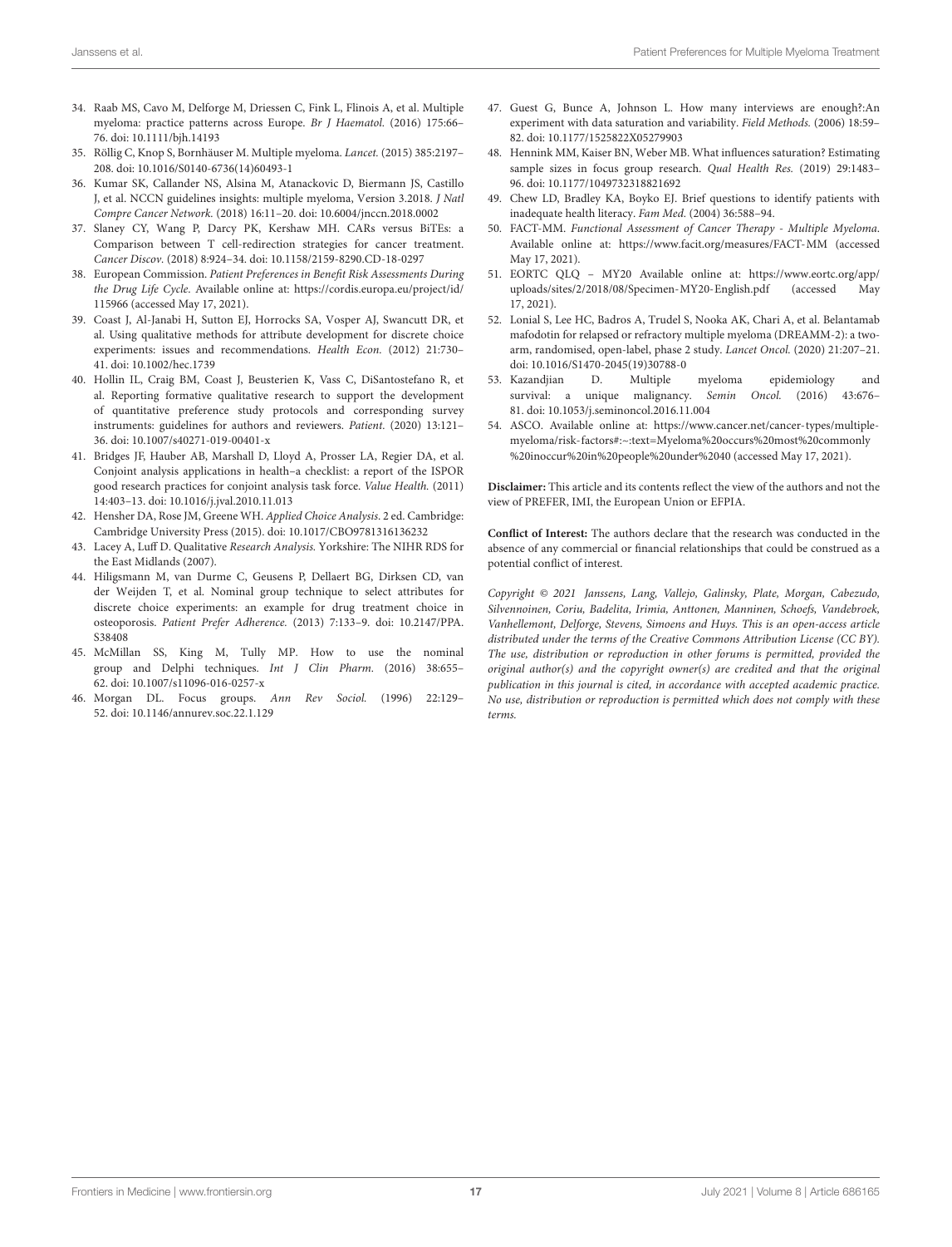34. Raab MS, Cavo M, Delforge M, Driessen C, Fink L, Flinois A, et al. Multiple myeloma: practice patterns across Europe. *Br J Haematol.* (2016) 175:66–76. doi: 10.1111/bjh.14193
35. Röllig C, Knop S, Bornhäuser M. Multiple myeloma. *Lancet.* (2015) 385:2197–208. doi: 10.1016/S0140-6736(14)60493-1
36. Kumar SK, Callander NS, Alsina M, Atanackovic D, Biermann JS, Castillo J, et al. NCCN guidelines insights: multiple myeloma, Version 3.2018. *J Natl Compre Cancer Network.* (2018) 16:11–20. doi: 10.6004/jnccn.2018.0002
37. Slaney CY, Wang P, Darcy PK, Kershaw MH. CARs versus BiTEs: a Comparison between T cell-redirection strategies for cancer treatment. *Cancer Discov.* (2018) 8:924–34. doi: 10.1158/2159-8290.CD-18-0297
38. European Commission. *Patient Preferences in Benefit Risk Assessments During the Drug Life Cycle*. Available online at: https://cordis.europa.eu/project/id/115966 (accessed May 17, 2021).
39. Coast J, Al-Janabi H, Sutton EJ, Horrocks SA, Vosper AJ, Swancutt DR, et al. Using qualitative methods for attribute development for discrete choice experiments: issues and recommendations. *Health Econ.* (2012) 21:730–41. doi: 10.1002/hec.1739
40. Hollin IL, Craig BM, Coast J, Beusterien K, Vass C, DiSantostefano R, et al. Reporting formative qualitative research to support the development of quantitative preference study protocols and corresponding survey instruments: guidelines for authors and reviewers. *Patient.* (2020) 13:121–36. doi: 10.1007/s40271-019-00401-x
41. Bridges JF, Hauber AB, Marshall D, Lloyd A, Prosser LA, Regier DA, et al. Conjoint analysis applications in health–a checklist: a report of the ISPOR good research practices for conjoint analysis task force. *Value Health.* (2011) 14:403–13. doi: 10.1016/j.jval.2010.11.013
42. Hensher DA, Rose JM, Greene WH. *Applied Choice Analysis.* 2 ed. Cambridge: Cambridge University Press (2015). doi: 10.1017/CBO9781316136232
43. Lacey A, Luff D. Qualitative *Research Analysis.* Yorkshire: The NIHR RDS for the East Midlands (2007).
44. Hiligsmann M, van Durme C, Geusens P, Dellaert BG, Dirksen CD, van der Weijden T, et al. Nominal group technique to select attributes for discrete choice experiments: an example for drug treatment choice in osteoporosis. *Patient Prefer Adherence.* (2013) 7:133–9. doi: 10.2147/PPA.S38408
45. McMillan SS, King M, Tully MP. How to use the nominal group and Delphi techniques. *Int J Clin Pharm.* (2016) 38:655–62. doi: 10.1007/s11096-016-0257-x
46. Morgan DL. Focus groups. *Ann Rev Sociol.* (1996) 22:129–52. doi: 10.1146/annurev.soc.22.1.129
47. Guest G, Bunce A, Johnson L. How many interviews are enough?:An experiment with data saturation and variability. *Field Methods.* (2006) 18:59–82. doi: 10.1177/1525822X05279903
48. Hennink MM, Kaiser BN, Weber MB. What influences saturation? Estimating sample sizes in focus group research. *Qual Health Res.* (2019) 29:1483–96. doi: 10.1177/1049732318821692
49. Chew LD, Bradley KA, Boyko EJ. Brief questions to identify patients with inadequate health literacy. *Fam Med.* (2004) 36:588–94.
50. FACT-MM. *Functional Assessment of Cancer Therapy - Multiple Myeloma.* Available online at: https://www.facit.org/measures/FACT-MM (accessed May 17, 2021).
51. EORTC QLQ – MY20 Available online at: https://www.eortc.org/app/uploads/sites/2/2018/08/Specimen-MY20-English.pdf (accessed May 17, 2021).
52. Lonial S, Lee HC, Badros A, Trudel S, Nooka AK, Chari A, et al. Belantamab mafodotin for relapsed or refractory multiple myeloma (DREAMM-2): a two-arm, randomised, open-label, phase 2 study. *Lancet Oncol.* (2020) 21:207–21. doi: 10.1016/S1470-2045(19)30788-0
53. Kazandjian D. Multiple myeloma epidemiology and survival: a unique malignancy. *Semin Oncol.* (2016) 43:676–81. doi: 10.1053/j.seminoncol.2016.11.004
54. ASCO. Available online at: https://www.cancer.net/cancer-types/multiple-myeloma/risk-factors#:~:text=Myeloma%20occurs%20most%20commonly%20inoccur%20in%20people%20under%2040 (accessed May 17, 2021).

**Disclaimer:** This article and its contents reflect the view of the authors and not the view of PREFER, IMI, the European Union or EFPIA.

**Conflict of Interest:** The authors declare that the research was conducted in the absence of any commercial or financial relationships that could be construed as a potential conflict of interest.

*Copyright © 2021 Janssens, Lang, Vallejo, Galinsky, Plate, Morgan, Cabezudo, Silvennoinen, Coriu, Badelita, Irimia, Anttonen, Manninen, Schoefs, Vandebroek, Vanhellemont, Delforge, Stevens, Simoens and Huys. This is an open-access article distributed under the terms of the Creative Commons Attribution License (CC BY). The use, distribution or reproduction in other forums is permitted, provided the original author(s) and the copyright owner(s) are credited and that the original publication in this journal is cited, in accordance with accepted academic practice. No use, distribution or reproduction is permitted which does not comply with these terms.*